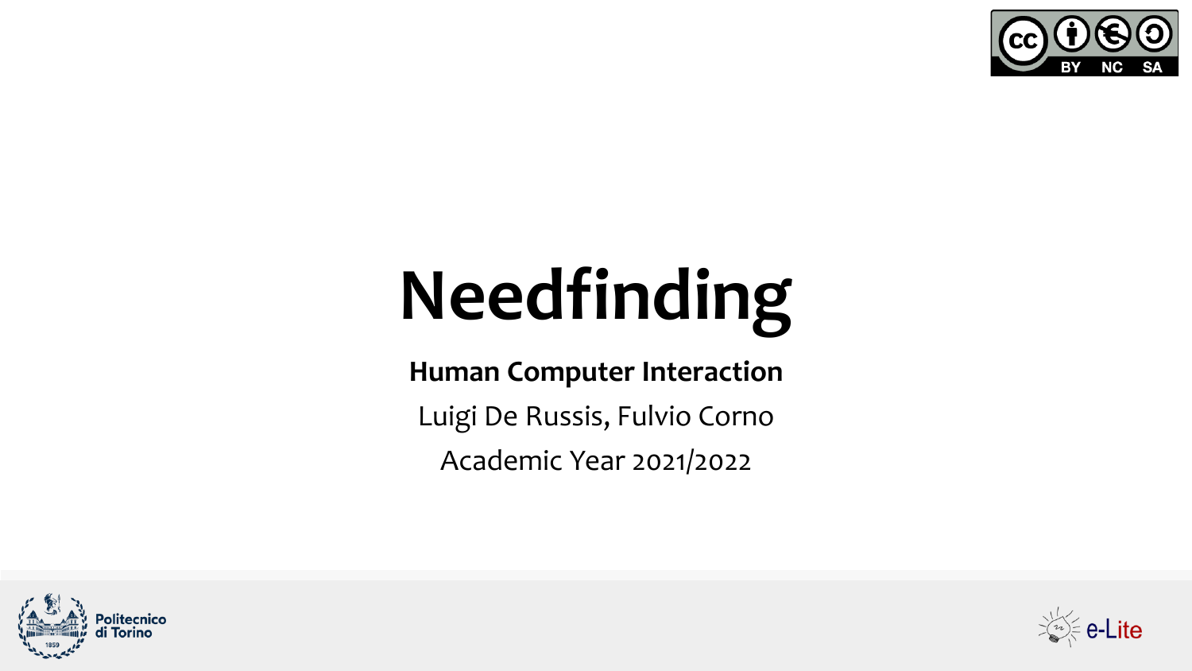# Needfinding

**Human Computer Interaction**

Luigi De Russis, Fulvio Corno

Academic Year 2021/2022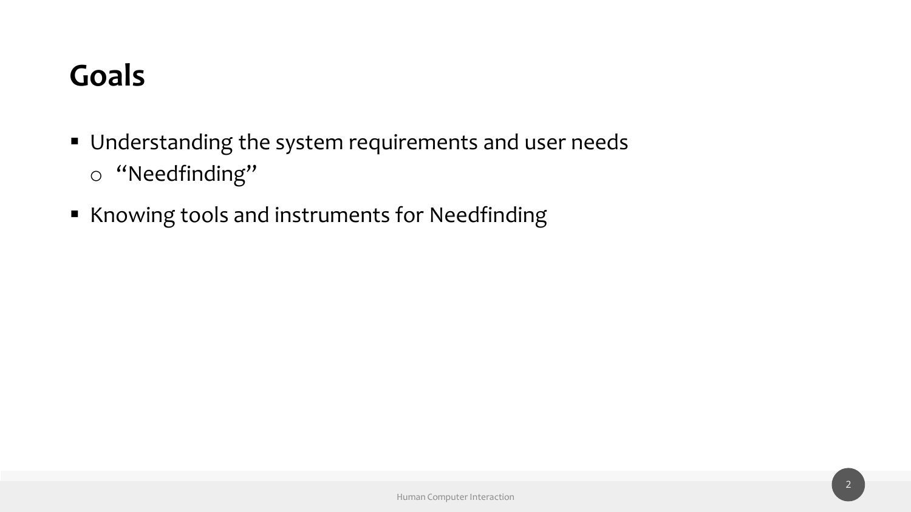# Goals

- Understanding the system requirements and user needs
  - "Needfinding"
- Knowing tools and instruments for Needfinding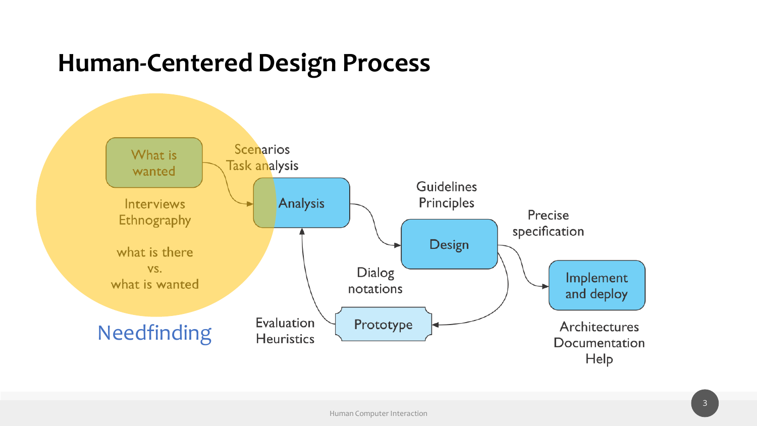# Human-Centered Design Process

What is wanted

Interviews
Ethnography

what is there
vs.
what is wanted

Needfinding

Scenarios
Task analysis

Analysis

Guidelines
Principles

Design

Precise
specification

Implement
and deploy

Architectures
Documentation
Help

Dialog
notations

Prototype

Evaluation
Heuristics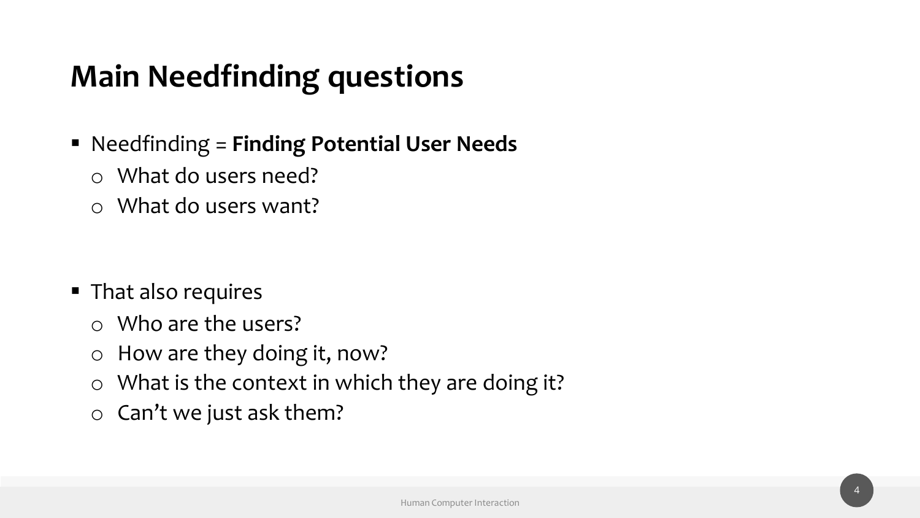# Main Needfinding questions

- Needfinding = **Finding Potential User Needs**
  - What do users need?
  - What do users want?

- That also requires
  - Who are the users?
  - How are they doing it, now?
  - What is the context in which they are doing it?
  - Can't we just ask them?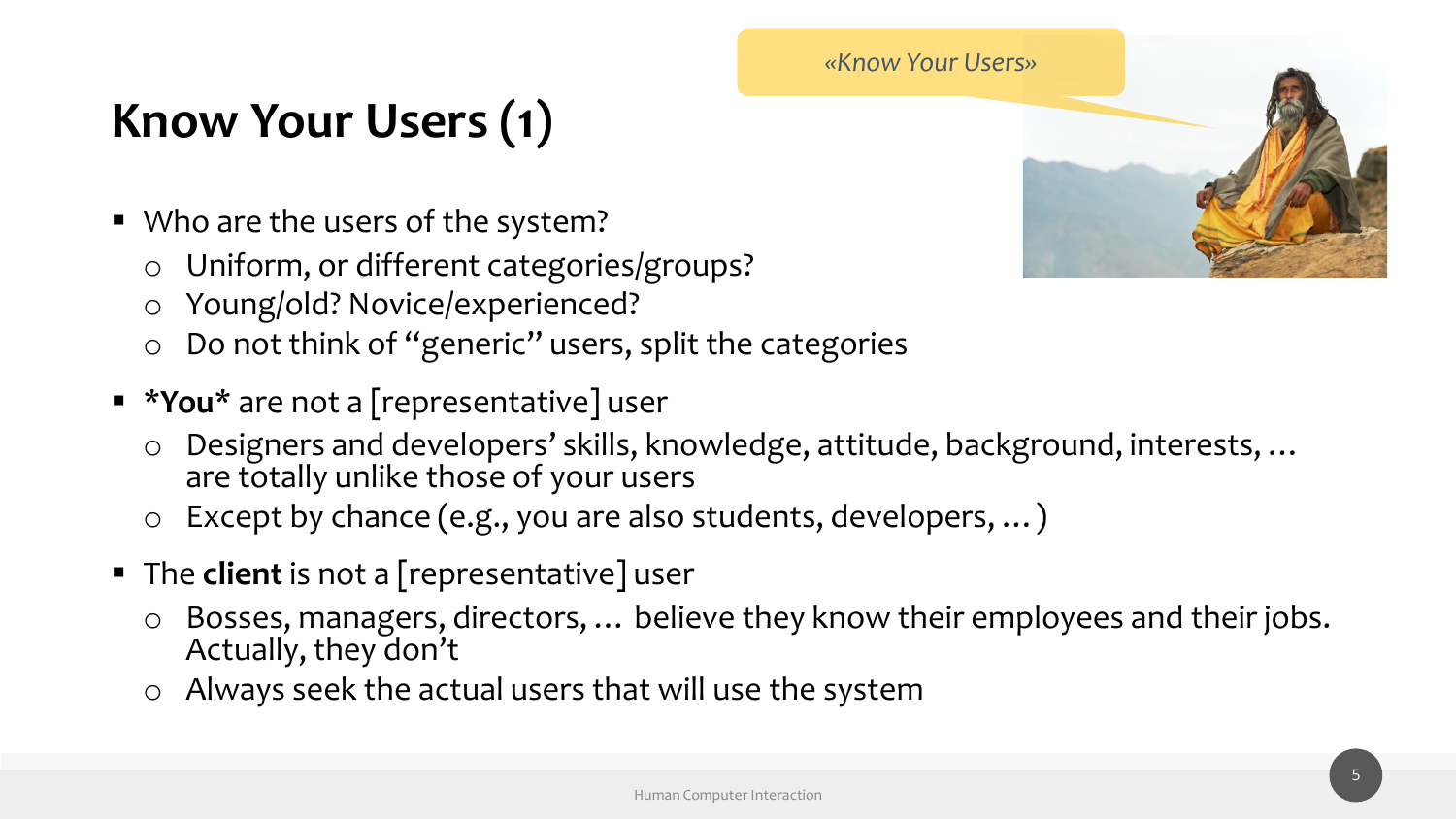# Know Your Users (1)

*«Know Your Users»*

- Who are the users of the system?
  - Uniform, or different categories/groups?
  - Young/old? Novice/experienced?
  - Do not think of "generic" users, split the categories
- ***You*** are not a [representative] user
  - Designers and developers' skills, knowledge, attitude, background, interests, … are totally unlike those of your users
  - Except by chance (e.g., you are also students, developers, … )
- The **client** is not a [representative] user
  - Bosses, managers, directors, … believe they know their employees and their jobs. Actually, they don't
  - Always seek the actual users that will use the system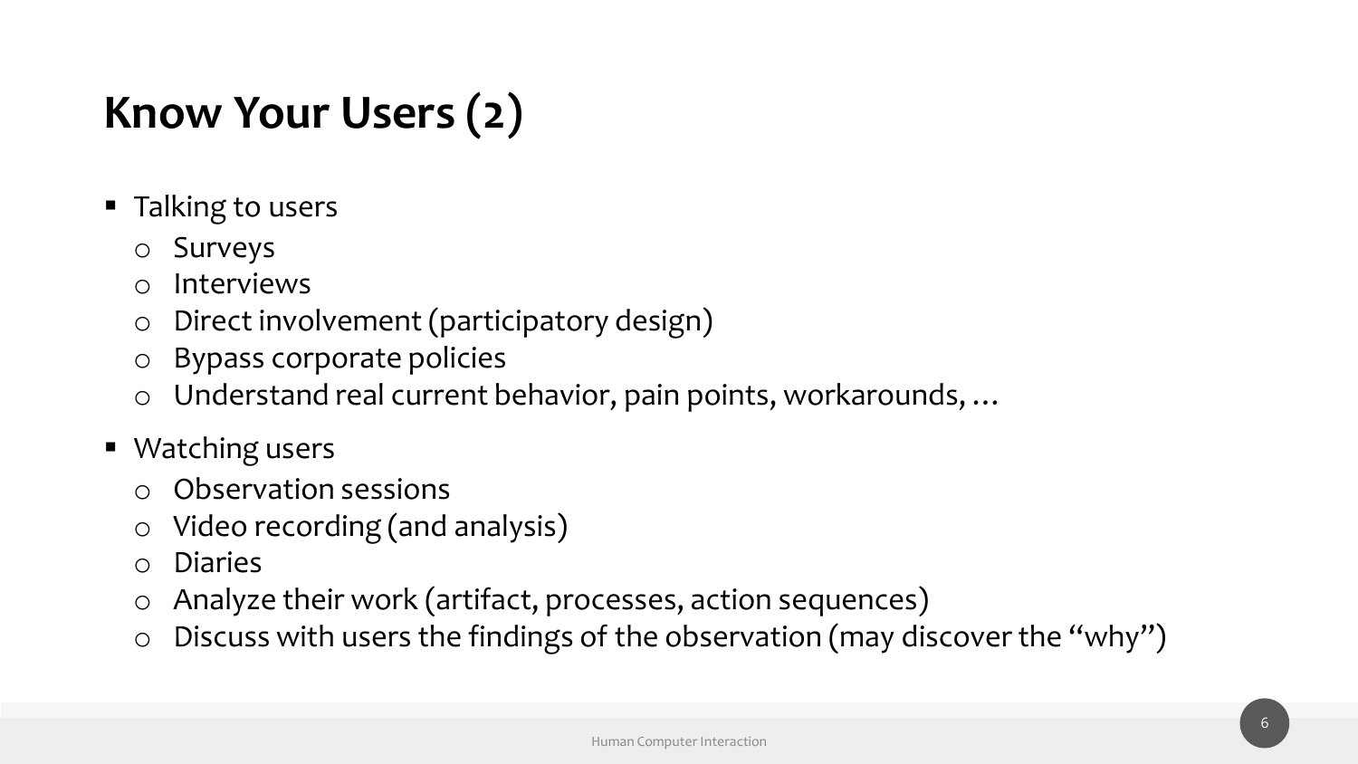# Know Your Users (2)

- Talking to users
  - Surveys
  - Interviews
  - Direct involvement (participatory design)
  - Bypass corporate policies
  - Understand real current behavior, pain points, workarounds, …
- Watching users
  - Observation sessions
  - Video recording (and analysis)
  - Diaries
  - Analyze their work (artifact, processes, action sequences)
  - Discuss with users the findings of the observation (may discover the "why")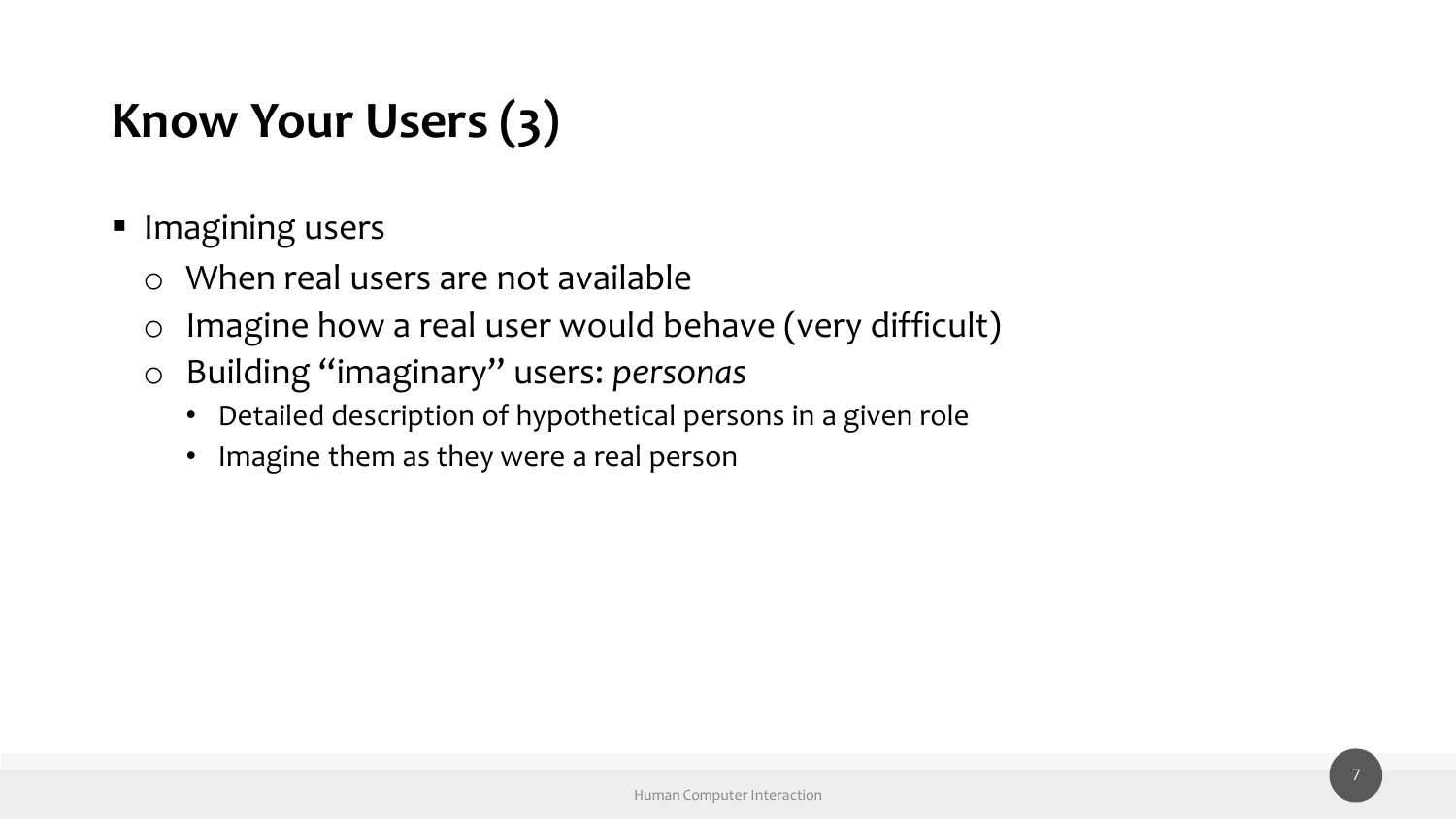# Know Your Users (3)

- Imagining users
  - When real users are not available
  - Imagine how a real user would behave (very difficult)
  - Building “imaginary” users: *personas*
    - Detailed description of hypothetical persons in a given role
    - Imagine them as they were a real person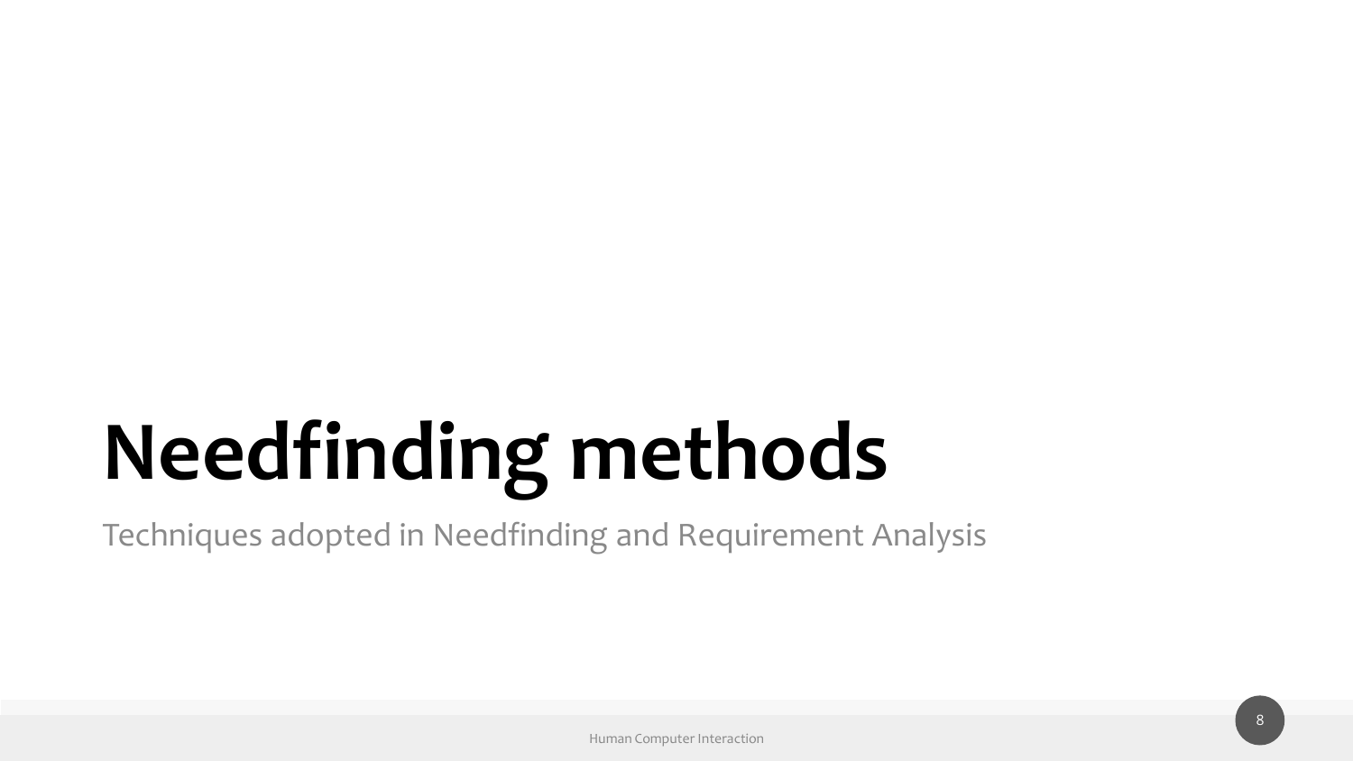# Needfinding methods

Techniques adopted in Needfinding and Requirement Analysis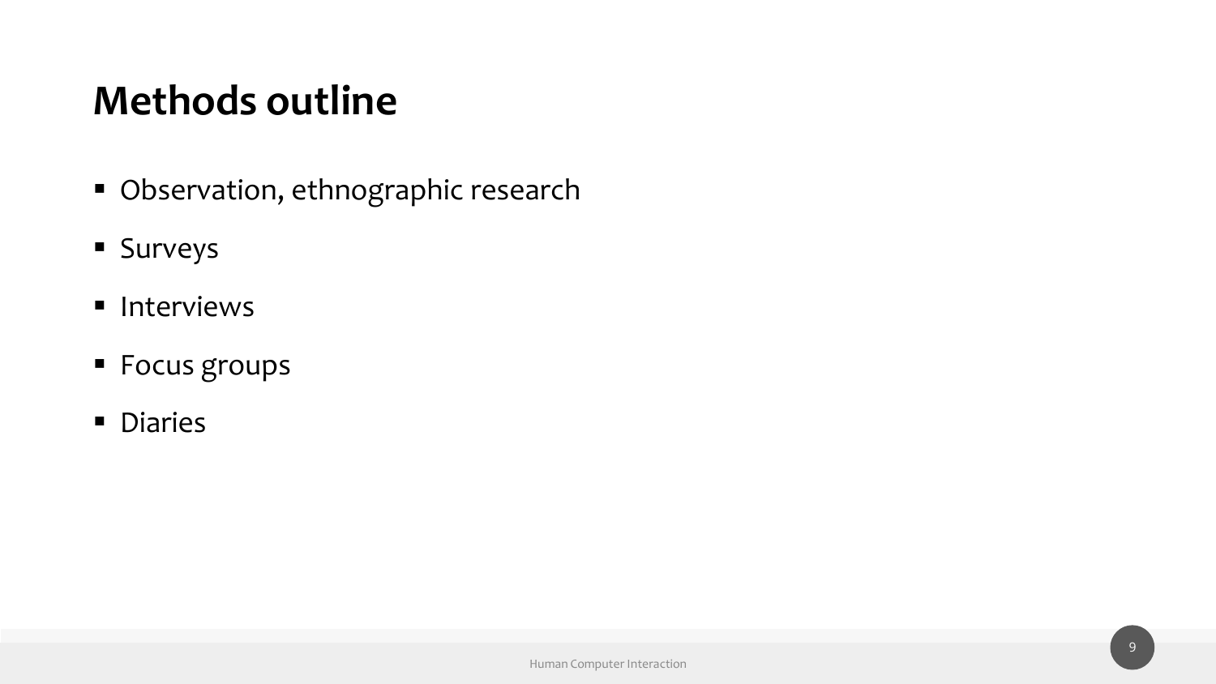# Methods outline

- Observation, ethnographic research
- Surveys
- Interviews
- Focus groups
- Diaries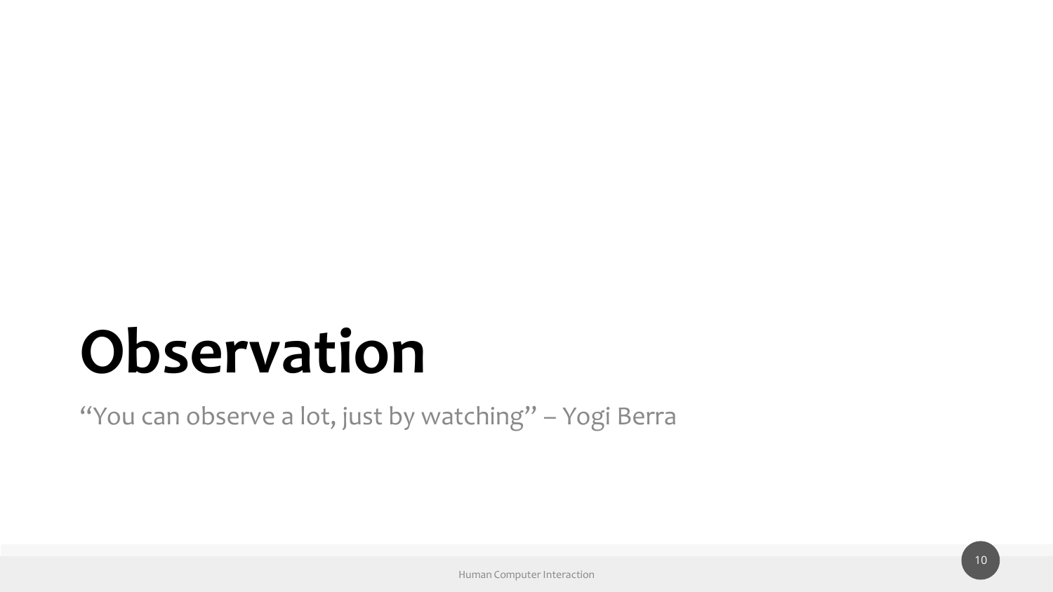# Observation

"You can observe a lot, just by watching" – Yogi Berra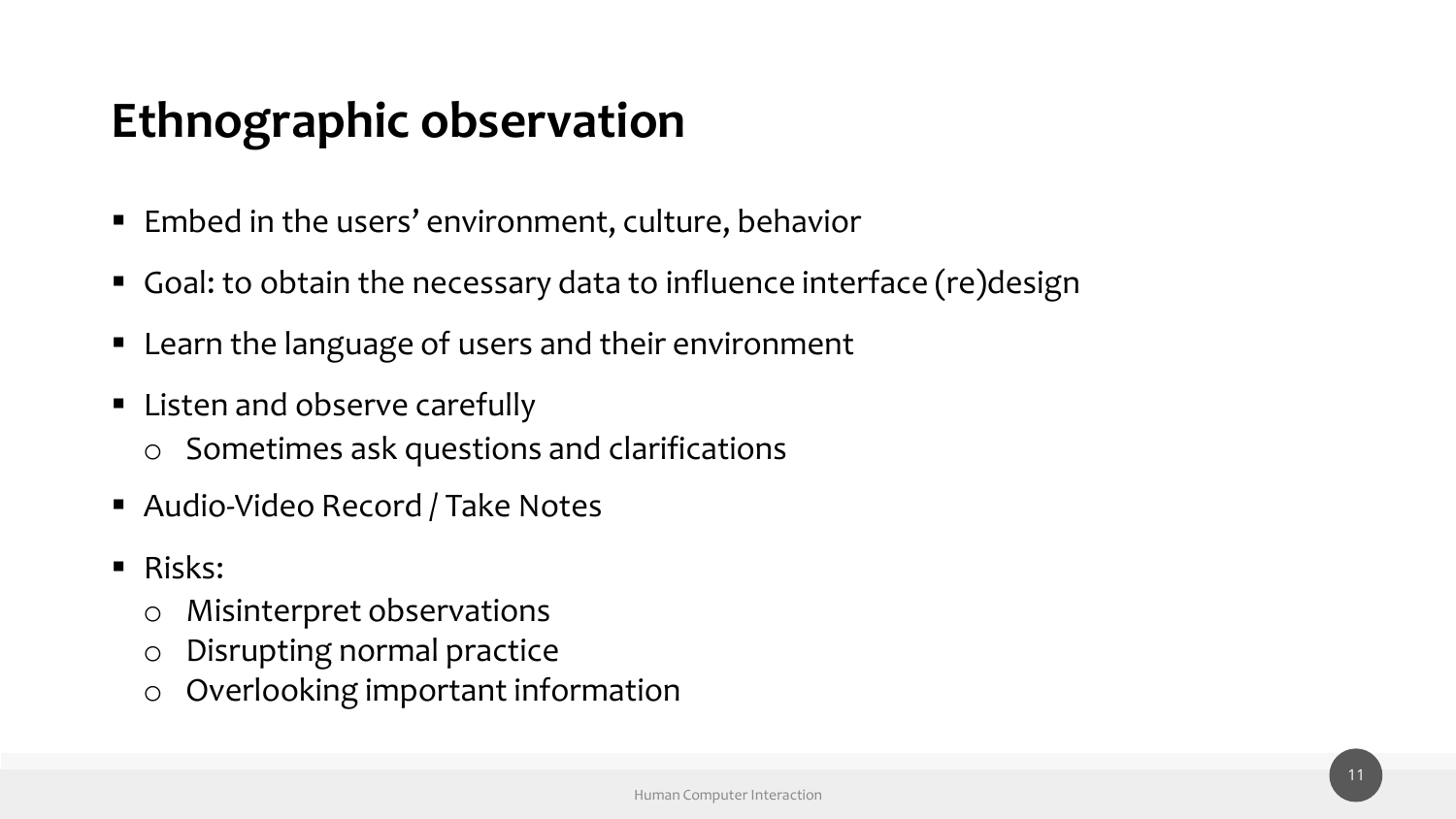# Ethnographic observation

- Embed in the users' environment, culture, behavior
- Goal: to obtain the necessary data to influence interface (re)design
- Learn the language of users and their environment
- Listen and observe carefully
  - Sometimes ask questions and clarifications
- Audio-Video Record / Take Notes
- Risks:
  - Misinterpret observations
  - Disrupting normal practice
  - Overlooking important information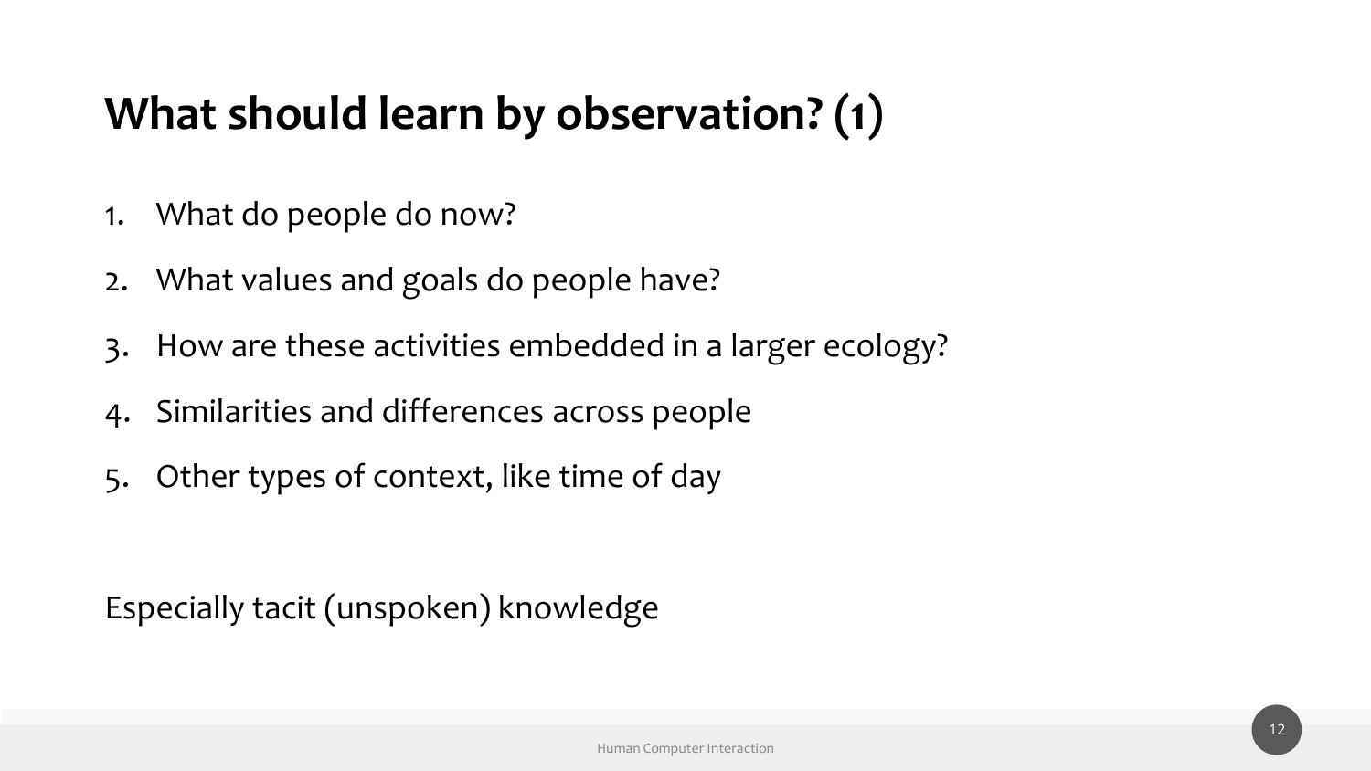# What should learn by observation? (1)

1. What do people do now?
2. What values and goals do people have?
3. How are these activities embedded in a larger ecology?
4. Similarities and differences across people
5. Other types of context, like time of day

Especially tacit (unspoken) knowledge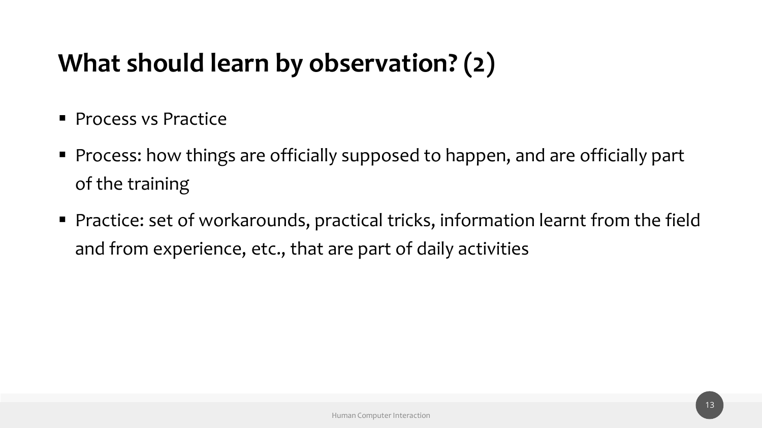# What should learn by observation? (2)

- Process vs Practice
- Process: how things are officially supposed to happen, and are officially part of the training
- Practice: set of workarounds, practical tricks, information learnt from the field and from experience, etc., that are part of daily activities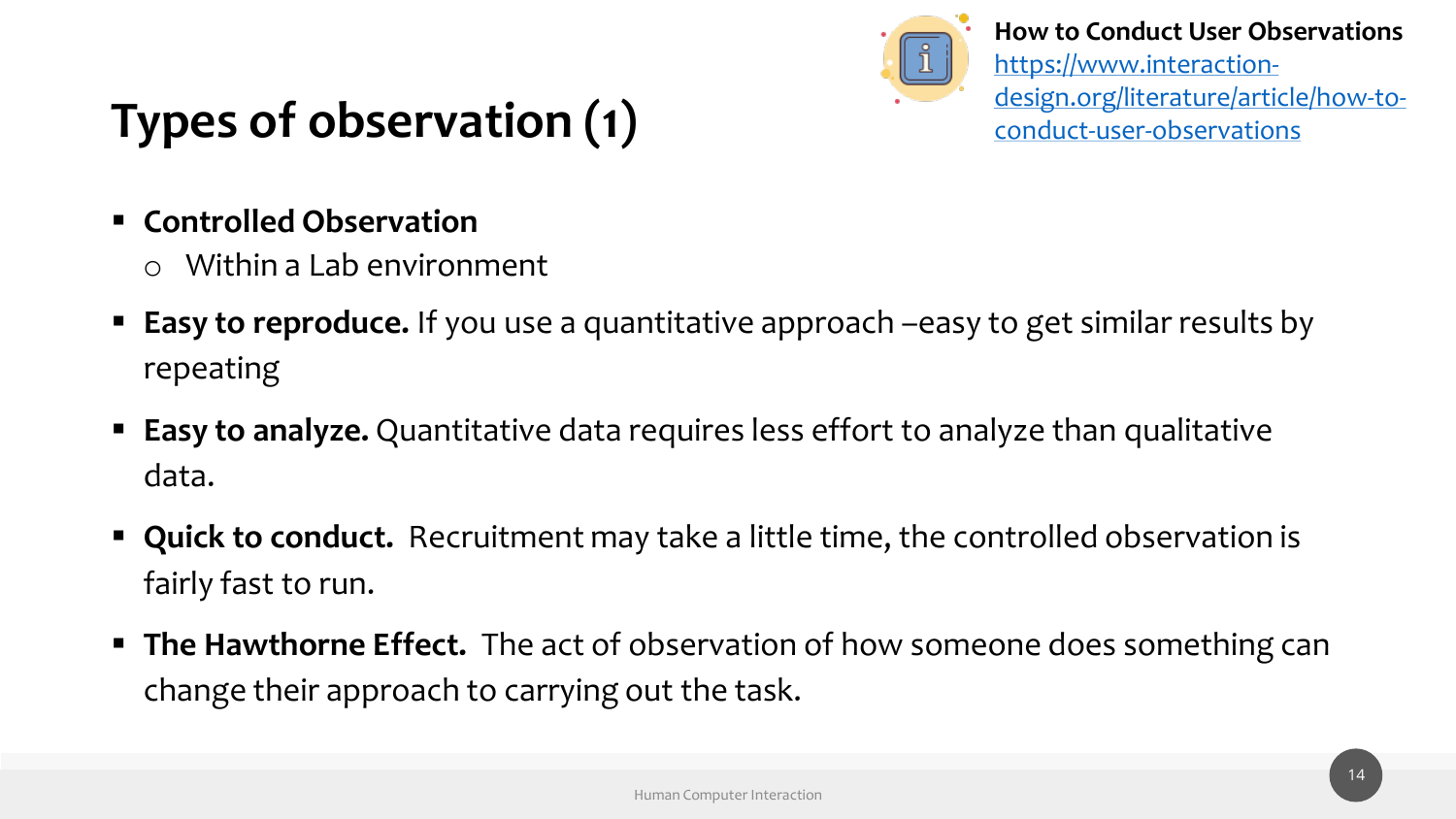# Types of observation (1)

**How to Conduct User Observations**
https://www.interaction-design.org/literature/article/how-to-conduct-user-observations

- **Controlled Observation**
  - Within a Lab environment
- **Easy to reproduce.** If you use a quantitative approach –easy to get similar results by repeating
- **Easy to analyze.** Quantitative data requires less effort to analyze than qualitative data.
- **Quick to conduct.** Recruitment may take a little time, the controlled observation is fairly fast to run.
- **The Hawthorne Effect.** The act of observation of how someone does something can change their approach to carrying out the task.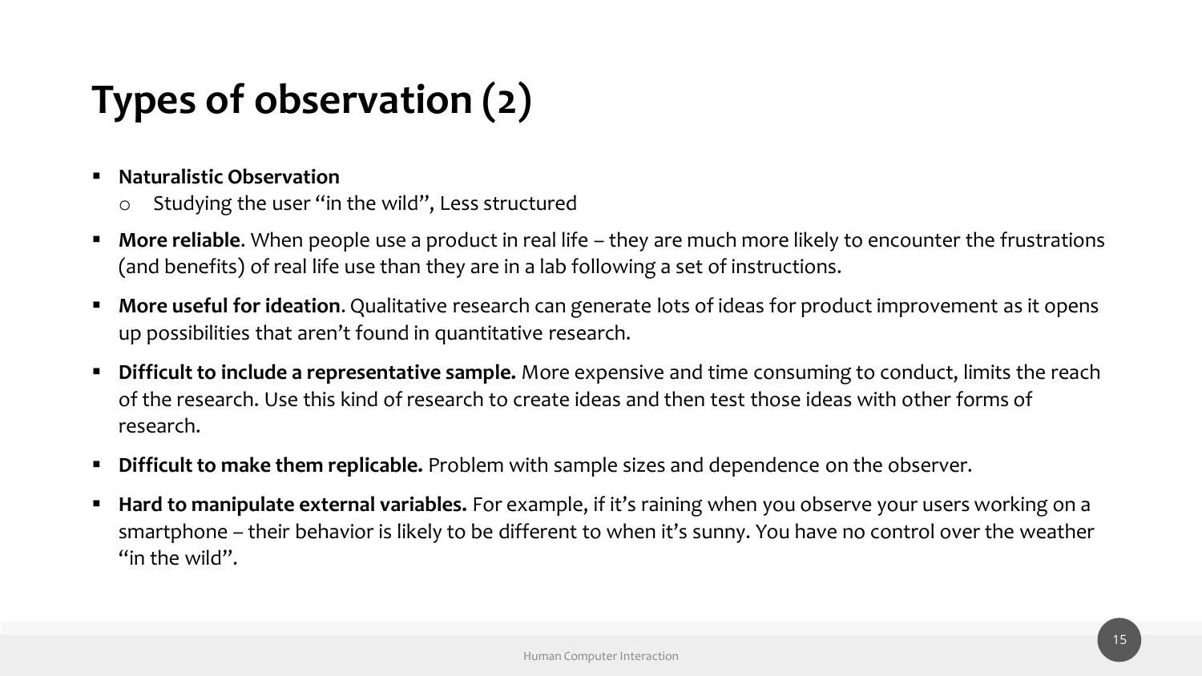# Types of observation (2)

- **Naturalistic Observation**
  - Studying the user "in the wild", Less structured
- **More reliable**. When people use a product in real life – they are much more likely to encounter the frustrations (and benefits) of real life use than they are in a lab following a set of instructions.
- **More useful for ideation**. Qualitative research can generate lots of ideas for product improvement as it opens up possibilities that aren't found in quantitative research.
- **Difficult to include a representative sample.** More expensive and time consuming to conduct, limits the reach of the research. Use this kind of research to create ideas and then test those ideas with other forms of research.
- **Difficult to make them replicable.** Problem with sample sizes and dependence on the observer.
- **Hard to manipulate external variables.** For example, if it's raining when you observe your users working on a smartphone – their behavior is likely to be different to when it's sunny. You have no control over the weather "in the wild".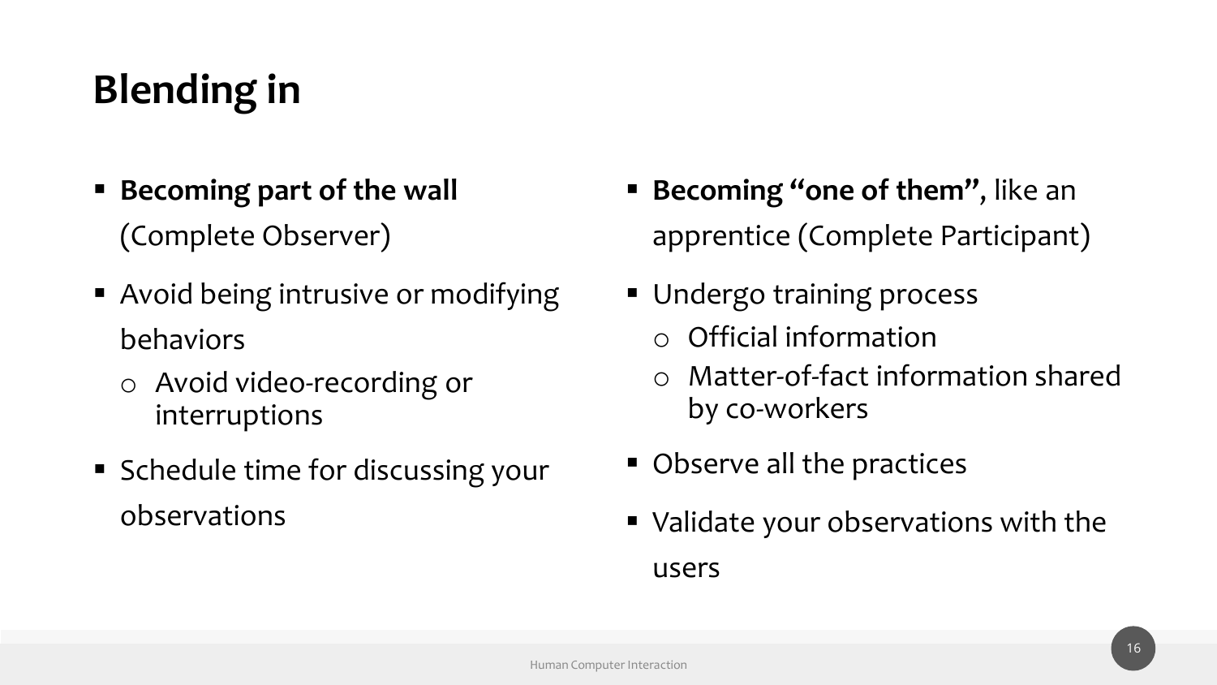# Blending in

- **Becoming part of the wall** (Complete Observer)
- Avoid being intrusive or modifying behaviors
  - Avoid video-recording or interruptions
- Schedule time for discussing your observations

- **Becoming "one of them"**, like an apprentice (Complete Participant)
- Undergo training process
  - Official information
  - Matter-of-fact information shared by co-workers
- Observe all the practices
- Validate your observations with the users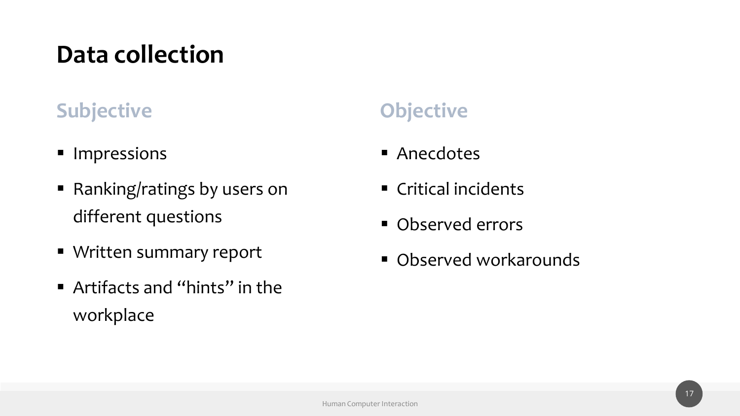# Data collection

## Subjective

- Impressions
- Ranking/ratings by users on different questions
- Written summary report
- Artifacts and “hints” in the workplace

## Objective

- Anecdotes
- Critical incidents
- Observed errors
- Observed workarounds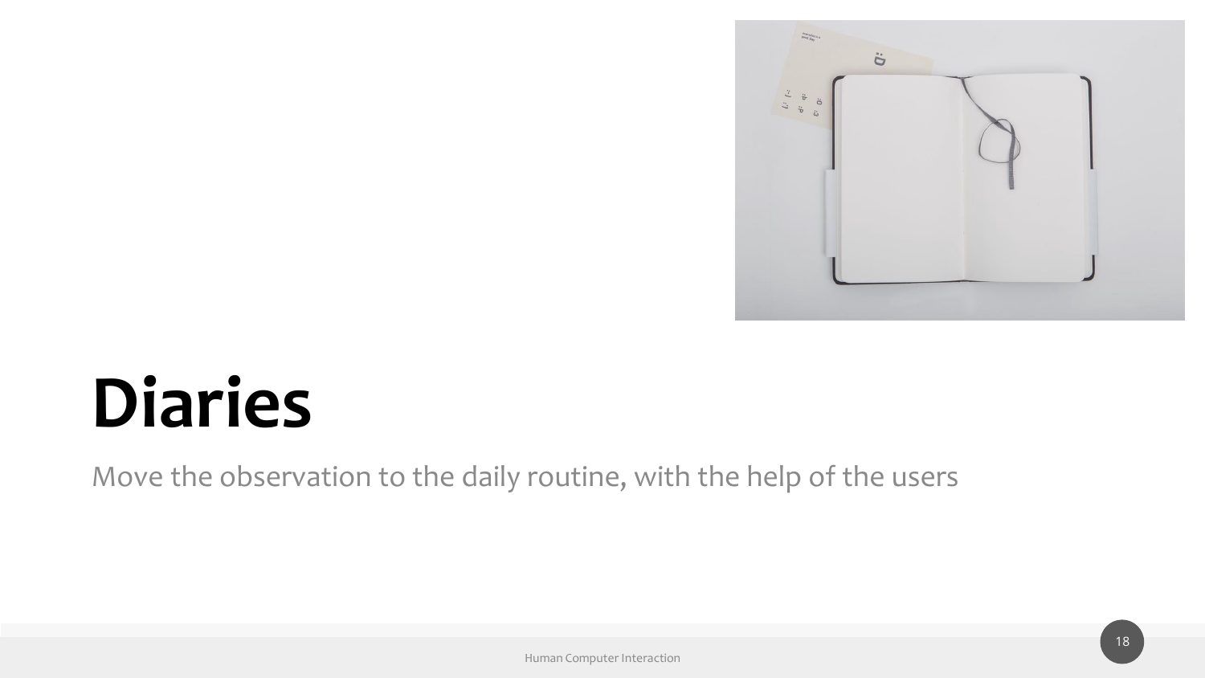# Diaries

Move the observation to the daily routine, with the help of the users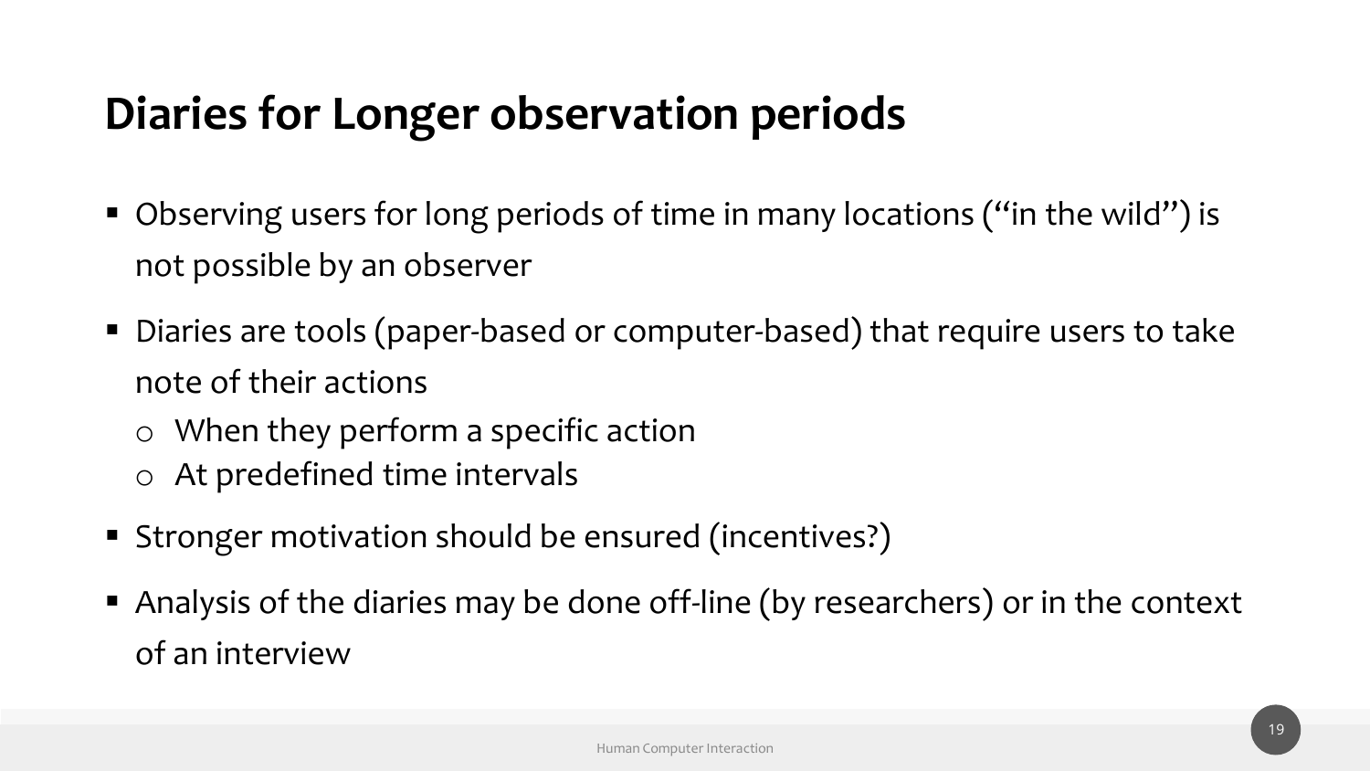# Diaries for Longer observation periods

- Observing users for long periods of time in many locations ("in the wild") is not possible by an observer
- Diaries are tools (paper-based or computer-based) that require users to take note of their actions
  - When they perform a specific action
  - At predefined time intervals
- Stronger motivation should be ensured (incentives?)
- Analysis of the diaries may be done off-line (by researchers) or in the context of an interview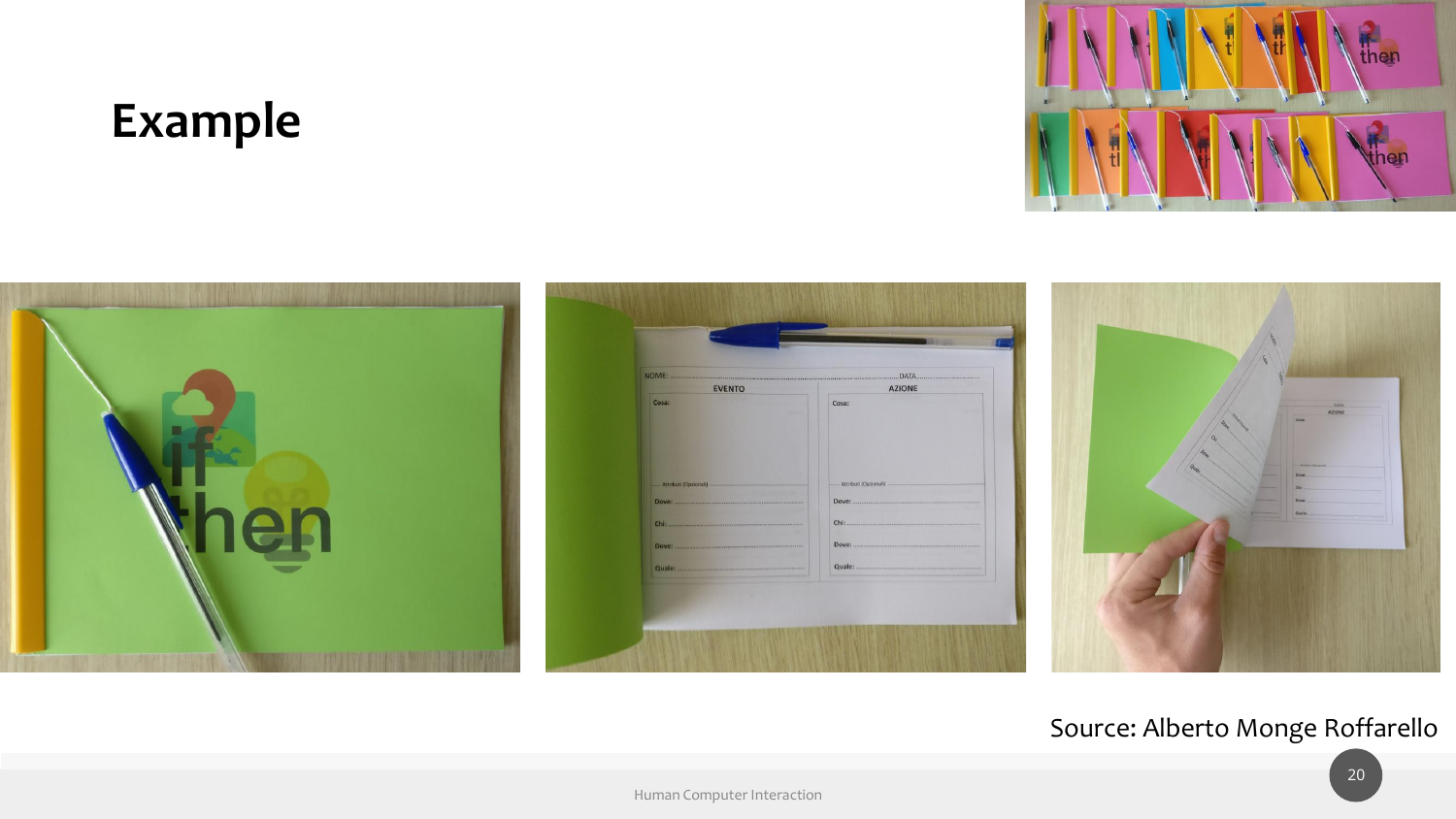# Example

Source: Alberto Monge Roffarello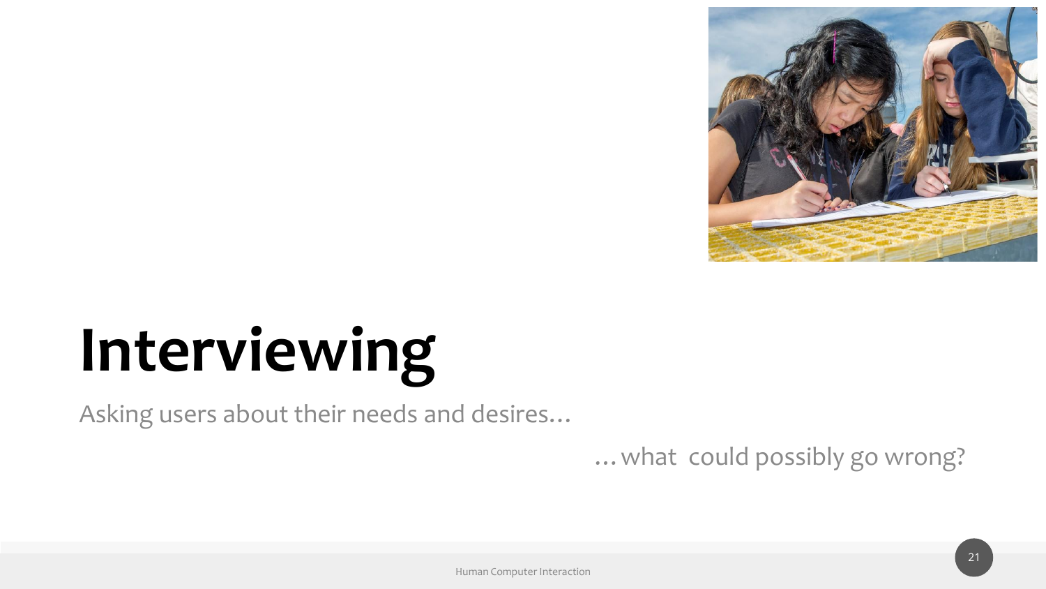# Interviewing

Asking users about their needs and desires…

…what could possibly go wrong?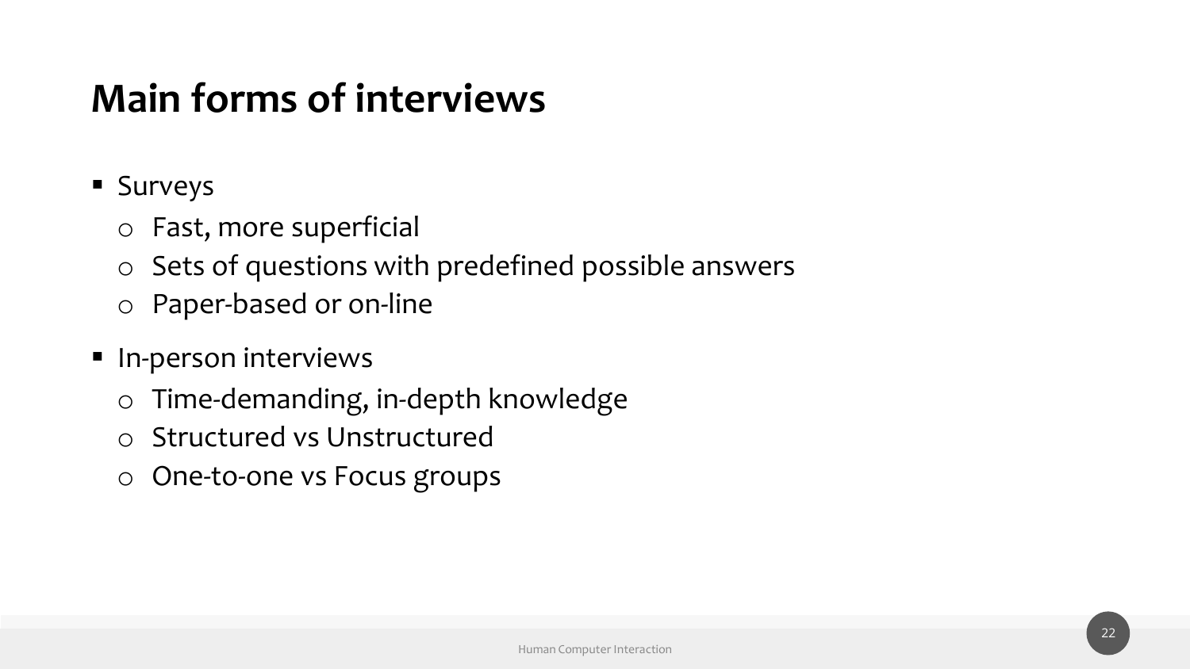# Main forms of interviews

- Surveys
  - Fast, more superficial
  - Sets of questions with predefined possible answers
  - Paper-based or on-line
- In-person interviews
  - Time-demanding, in-depth knowledge
  - Structured vs Unstructured
  - One-to-one vs Focus groups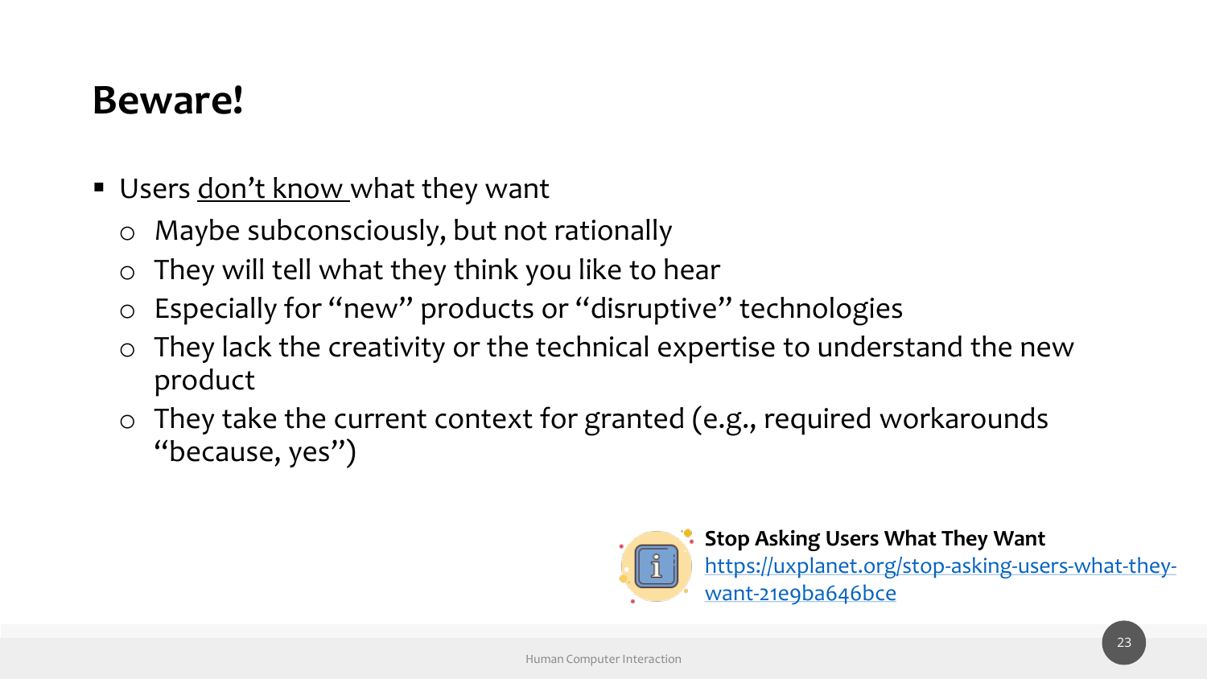# Beware!

- Users <u>don't know</u> what they want
  - Maybe subconsciously, but not rationally
  - They will tell what they think you like to hear
  - Especially for "new" products or "disruptive" technologies
  - They lack the creativity or the technical expertise to understand the new product
  - They take the current context for granted (e.g., required workarounds "because, yes")

**Stop Asking Users What They Want**
https://uxplanet.org/stop-asking-users-what-they-want-21e9ba646bce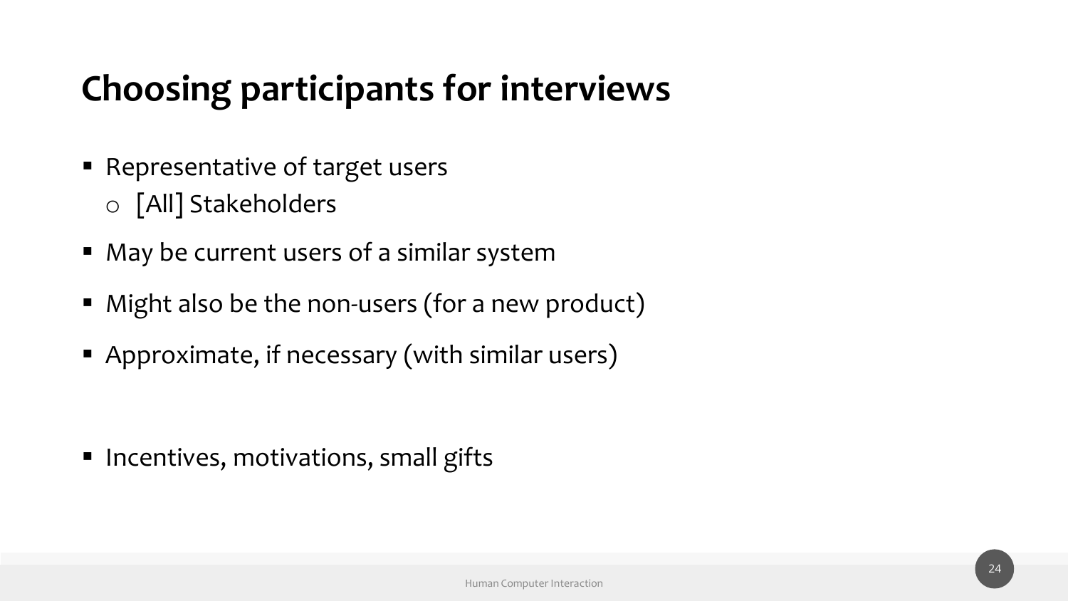# Choosing participants for interviews

- Representative of target users
  - [All] Stakeholders
- May be current users of a similar system
- Might also be the non-users (for a new product)
- Approximate, if necessary (with similar users)

- Incentives, motivations, small gifts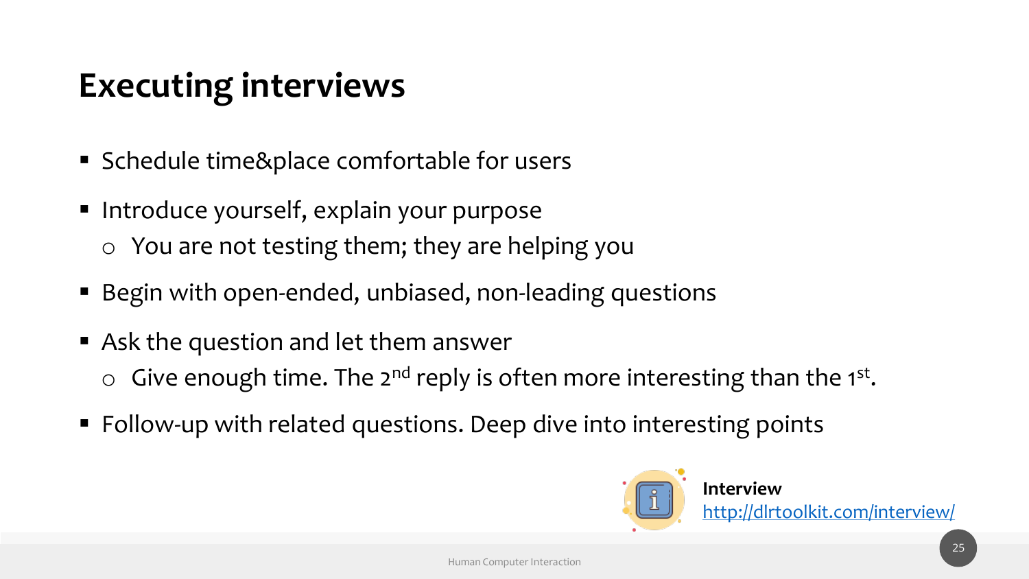# Executing interviews

- Schedule time&place comfortable for users
- Introduce yourself, explain your purpose
  - You are not testing them; they are helping you
- Begin with open-ended, unbiased, non-leading questions
- Ask the question and let them answer
  - Give enough time. The 2nd reply is often more interesting than the 1st.
- Follow-up with related questions. Deep dive into interesting points

**Interview**
http://dlrtoolkit.com/interview/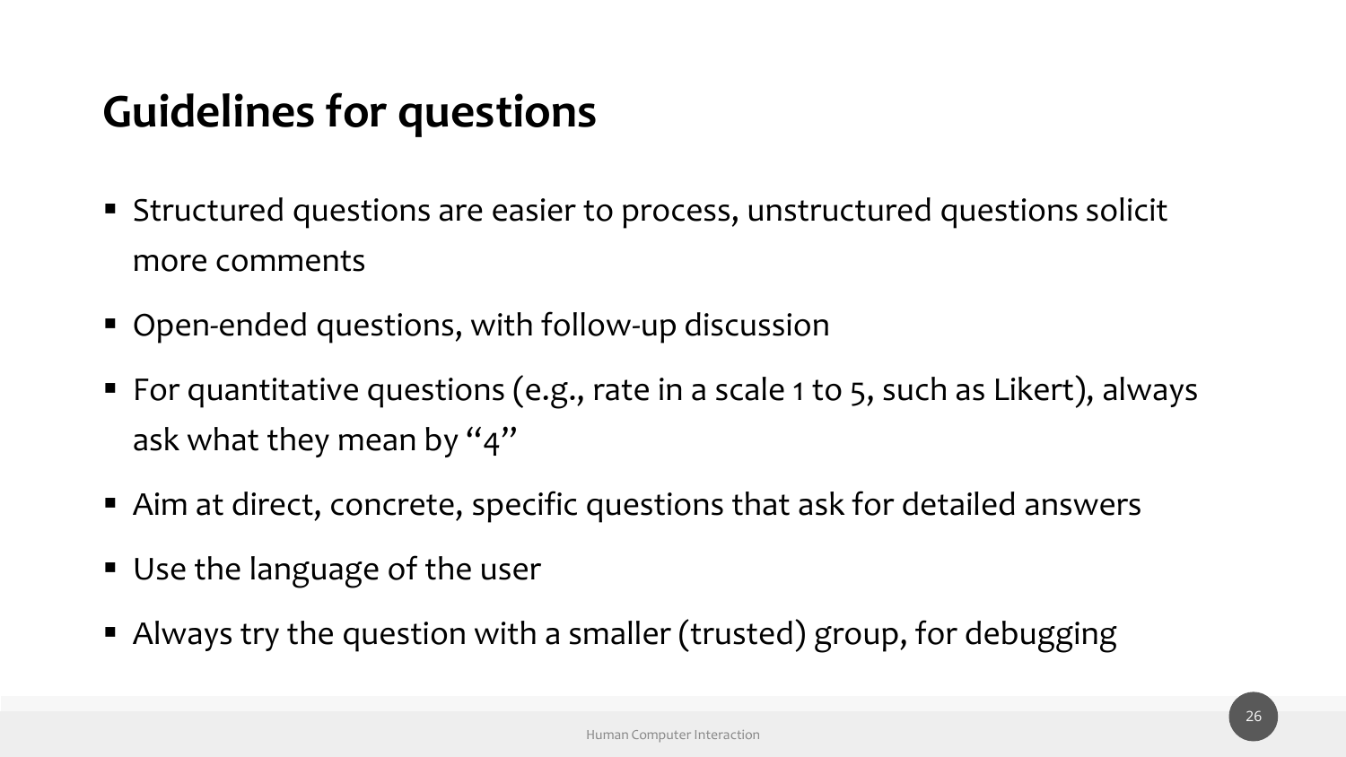# Guidelines for questions

- Structured questions are easier to process, unstructured questions solicit more comments
- Open-ended questions, with follow-up discussion
- For quantitative questions (e.g., rate in a scale 1 to 5, such as Likert), always ask what they mean by "4"
- Aim at direct, concrete, specific questions that ask for detailed answers
- Use the language of the user
- Always try the question with a smaller (trusted) group, for debugging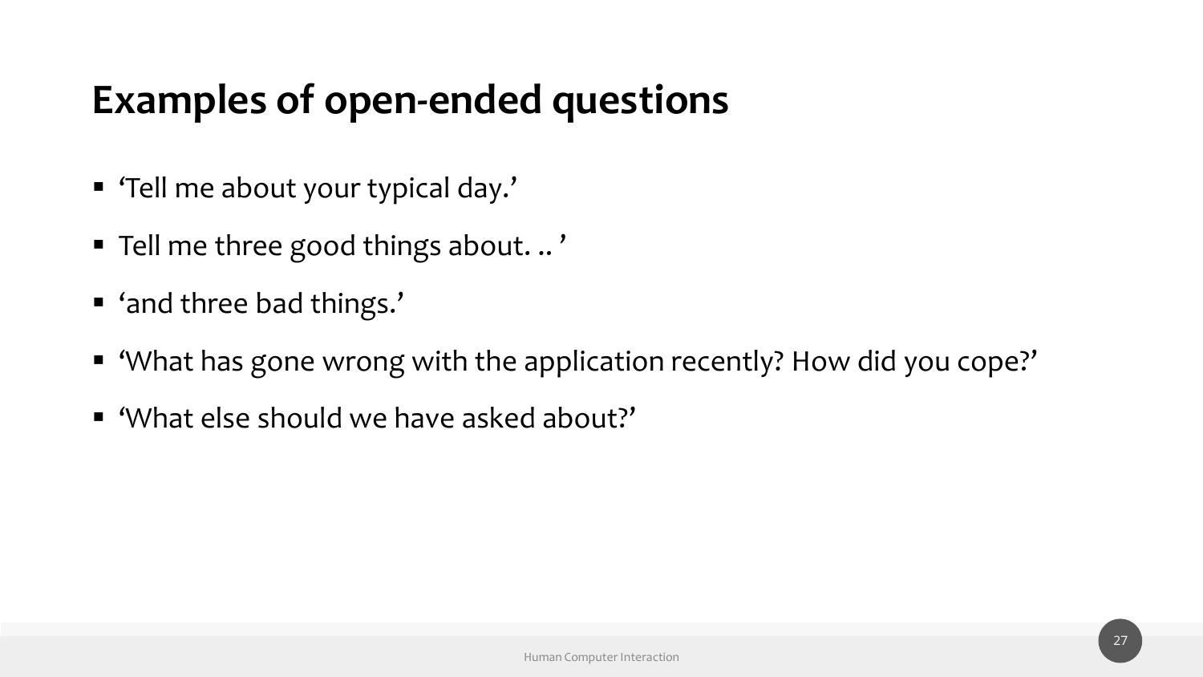# Examples of open-ended questions

- ‘Tell me about your typical day.’
- Tell me three good things about. .. ’
- ‘and three bad things.’
- ‘What has gone wrong with the application recently? How did you cope?’
- ‘What else should we have asked about?’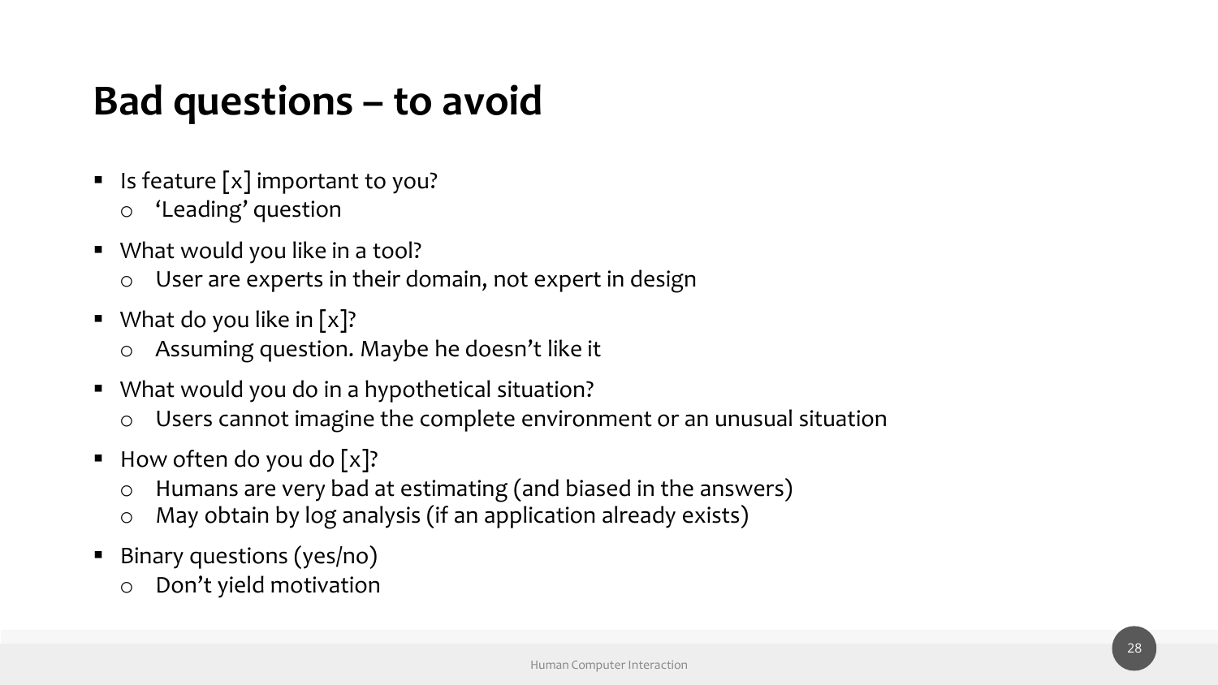# Bad questions – to avoid

- Is feature [x] important to you?
  - 'Leading' question
- What would you like in a tool?
  - User are experts in their domain, not expert in design
- What do you like in [x]?
  - Assuming question. Maybe he doesn't like it
- What would you do in a hypothetical situation?
  - Users cannot imagine the complete environment or an unusual situation
- How often do you do [x]?
  - Humans are very bad at estimating (and biased in the answers)
  - May obtain by log analysis (if an application already exists)
- Binary questions (yes/no)
  - Don't yield motivation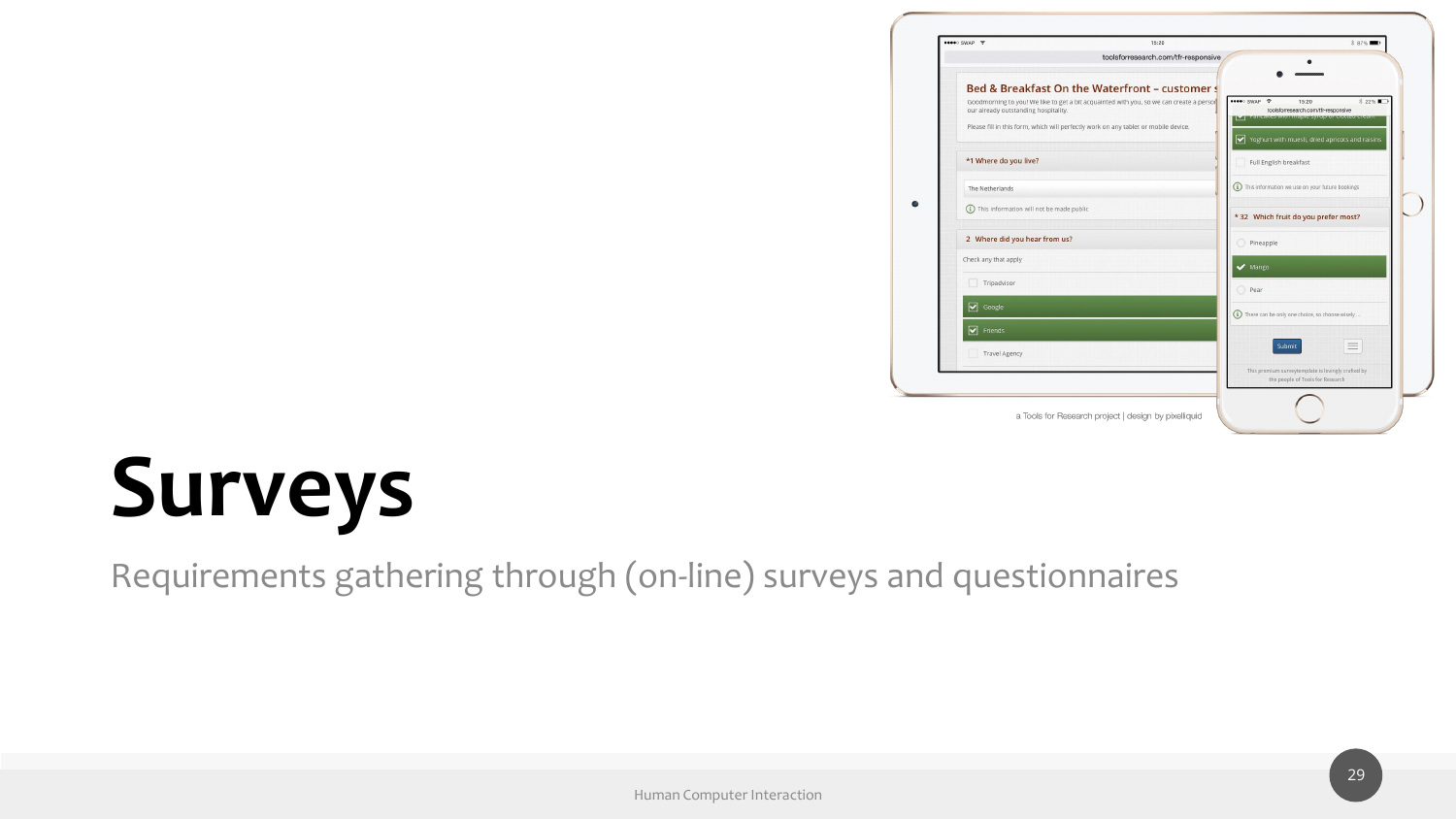# Surveys

Requirements gathering through (on-line) surveys and questionnaires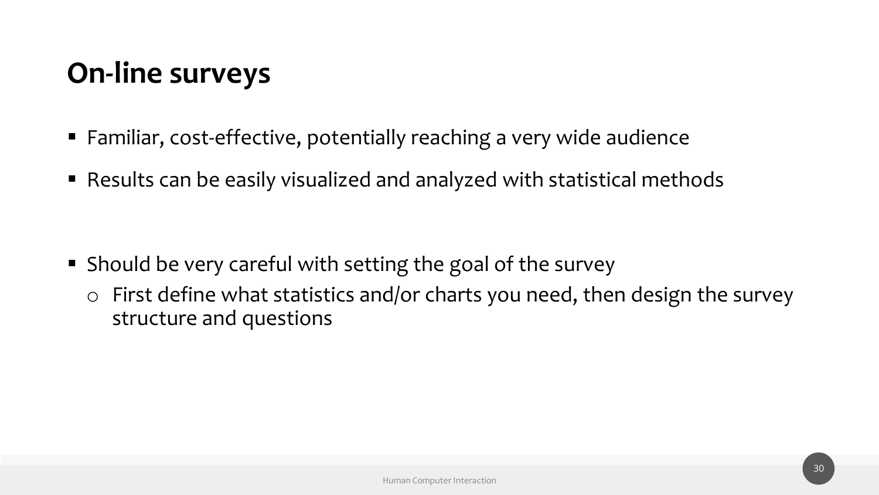# On-line surveys

- Familiar, cost-effective, potentially reaching a very wide audience
- Results can be easily visualized and analyzed with statistical methods

- Should be very careful with setting the goal of the survey
  - First define what statistics and/or charts you need, then design the survey structure and questions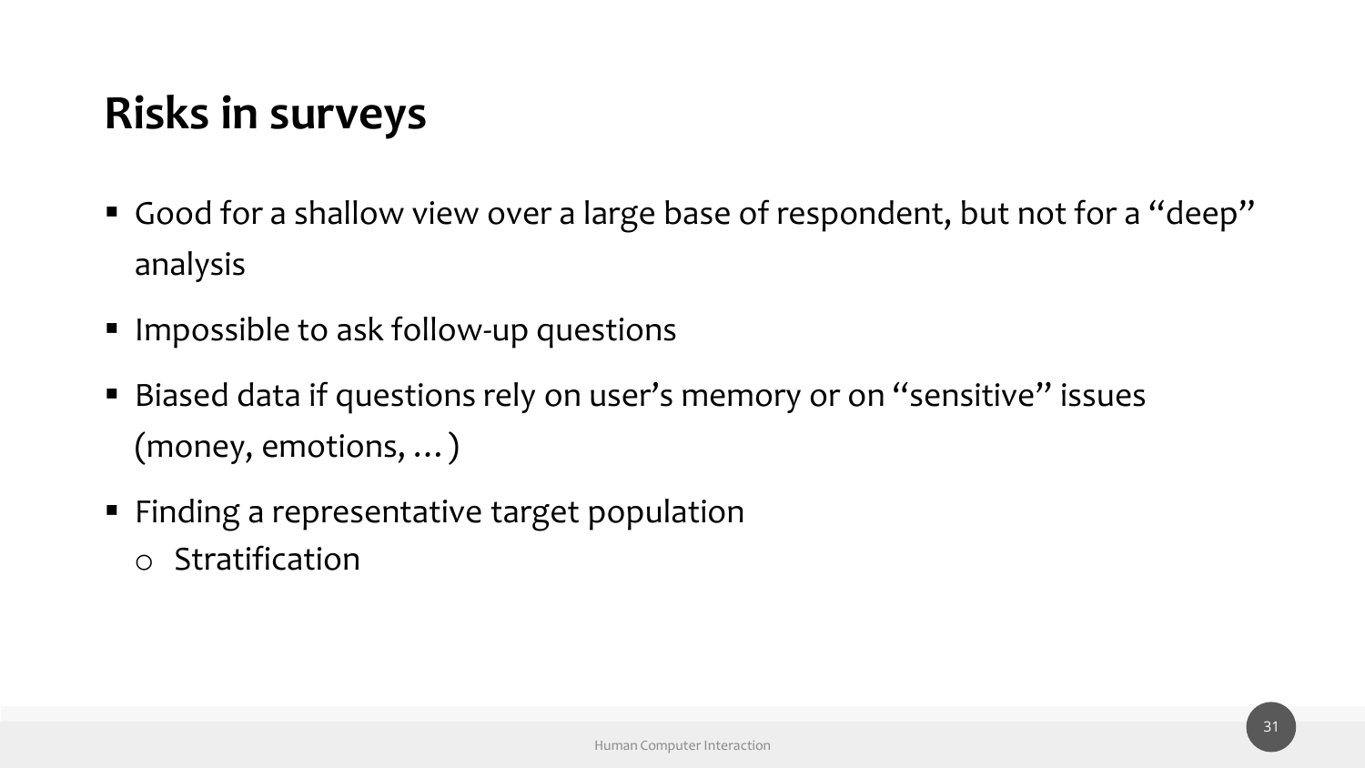# Risks in surveys

- Good for a shallow view over a large base of respondent, but not for a "deep" analysis
- Impossible to ask follow-up questions
- Biased data if questions rely on user's memory or on "sensitive" issues (money, emotions, …)
- Finding a representative target population
  - Stratification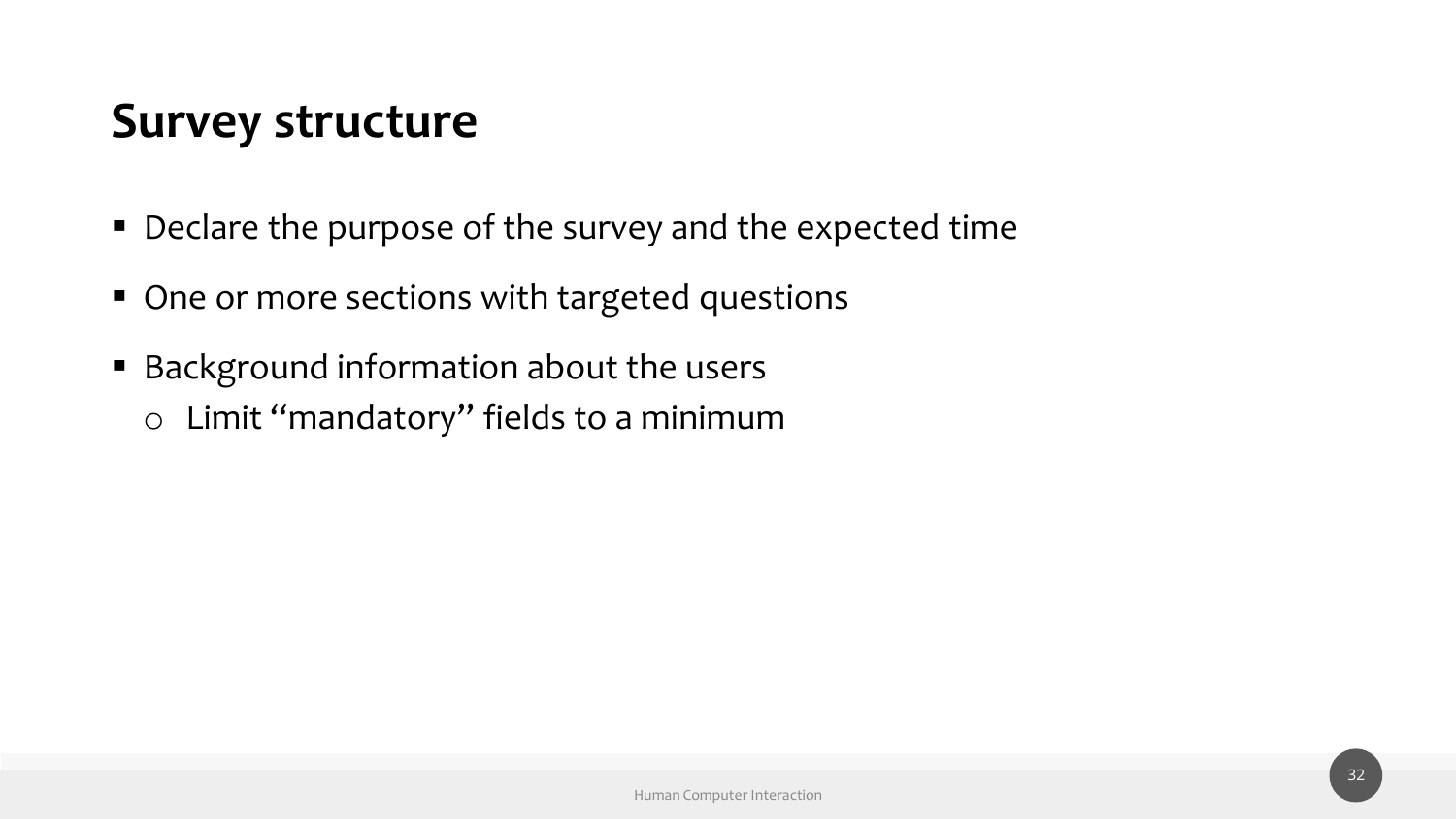## Survey structure

- Declare the purpose of the survey and the expected time
- One or more sections with targeted questions
- Background information about the users
  - Limit "mandatory" fields to a minimum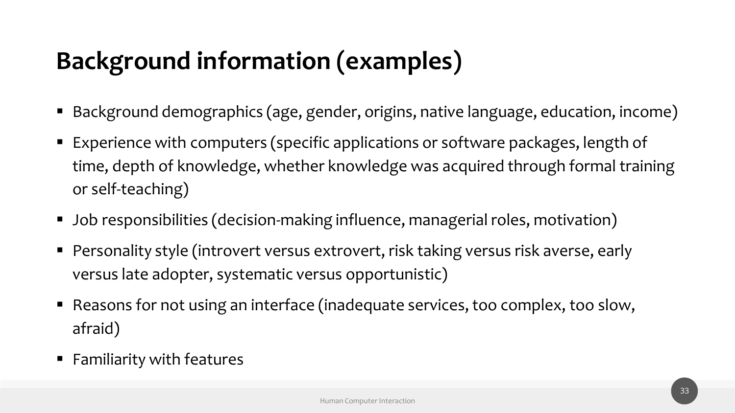# Background information (examples)

- Background demographics (age, gender, origins, native language, education, income)
- Experience with computers (specific applications or software packages, length of time, depth of knowledge, whether knowledge was acquired through formal training or self-teaching)
- Job responsibilities (decision-making influence, managerial roles, motivation)
- Personality style (introvert versus extrovert, risk taking versus risk averse, early versus late adopter, systematic versus opportunistic)
- Reasons for not using an interface (inadequate services, too complex, too slow, afraid)
- Familiarity with features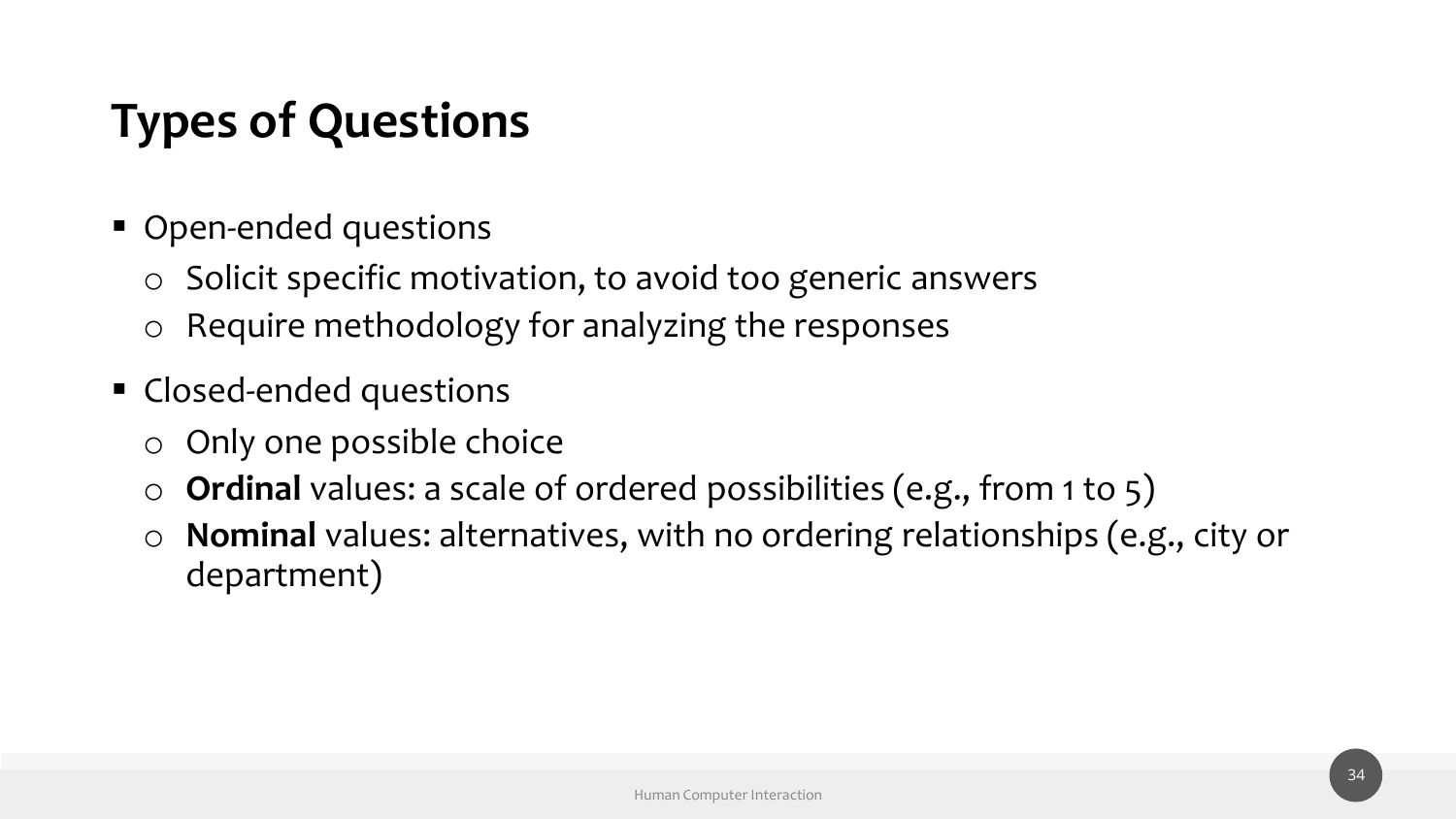# Types of Questions

- Open-ended questions
  - Solicit specific motivation, to avoid too generic answers
  - Require methodology for analyzing the responses
- Closed-ended questions
  - Only one possible choice
  - **Ordinal** values: a scale of ordered possibilities (e.g., from 1 to 5)
  - **Nominal** values: alternatives, with no ordering relationships (e.g., city or department)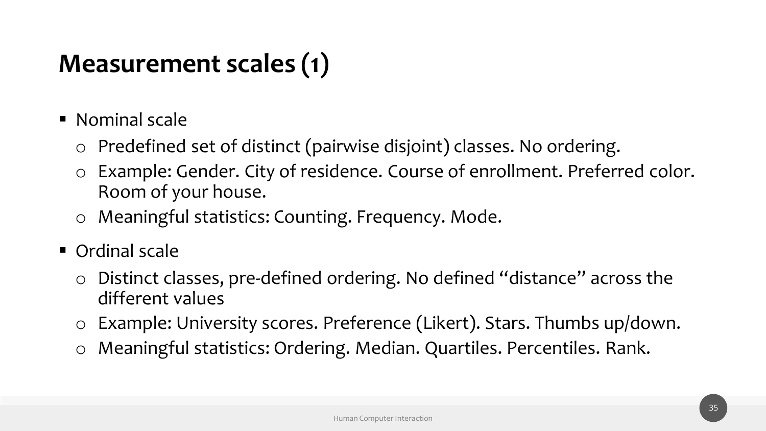# Measurement scales (1)

- Nominal scale
  - Predefined set of distinct (pairwise disjoint) classes. No ordering.
  - Example: Gender. City of residence. Course of enrollment. Preferred color. Room of your house.
  - Meaningful statistics: Counting. Frequency. Mode.
- Ordinal scale
  - Distinct classes, pre-defined ordering. No defined "distance" across the different values
  - Example: University scores. Preference (Likert). Stars. Thumbs up/down.
  - Meaningful statistics: Ordering. Median. Quartiles. Percentiles. Rank.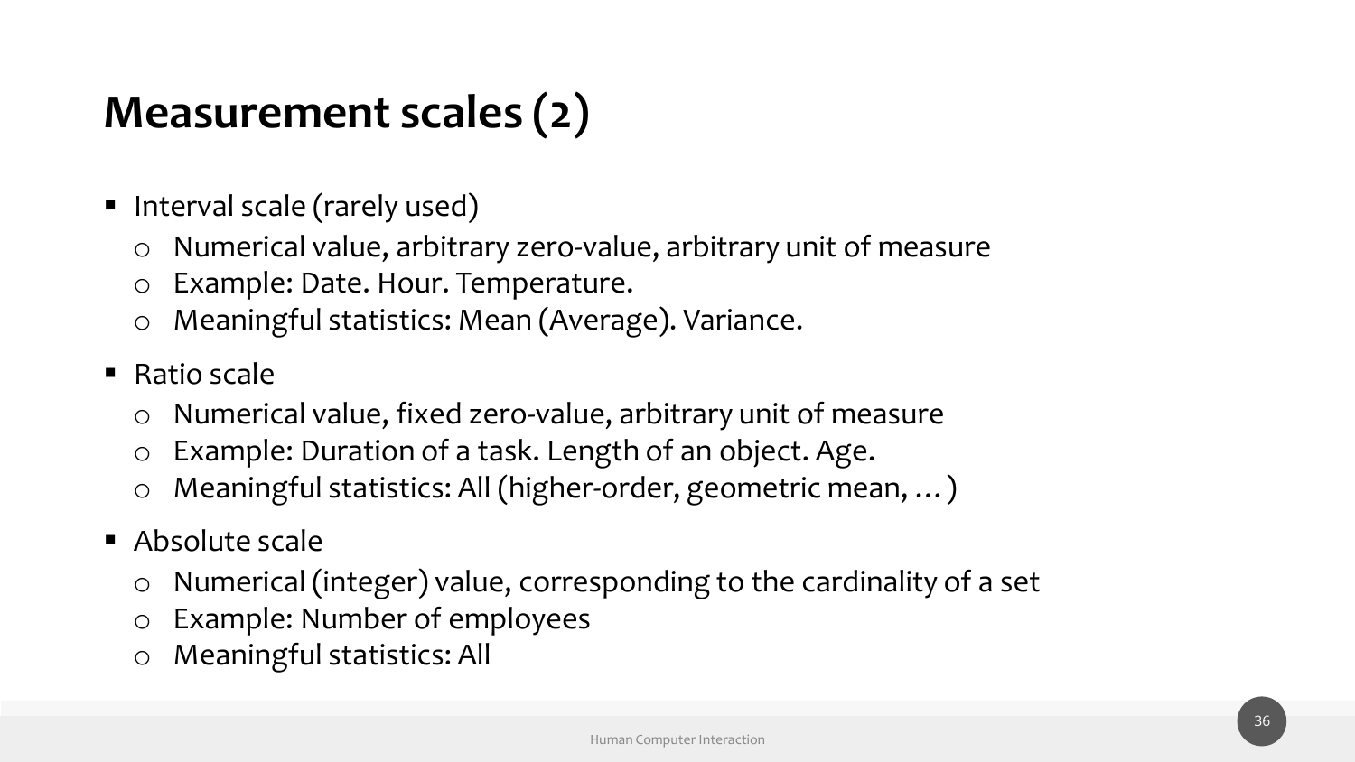# Measurement scales (2)

- Interval scale (rarely used)
  - Numerical value, arbitrary zero-value, arbitrary unit of measure
  - Example: Date. Hour. Temperature.
  - Meaningful statistics: Mean (Average). Variance.
- Ratio scale
  - Numerical value, fixed zero-value, arbitrary unit of measure
  - Example: Duration of a task. Length of an object. Age.
  - Meaningful statistics: All (higher-order, geometric mean, …)
- Absolute scale
  - Numerical (integer) value, corresponding to the cardinality of a set
  - Example: Number of employees
  - Meaningful statistics: All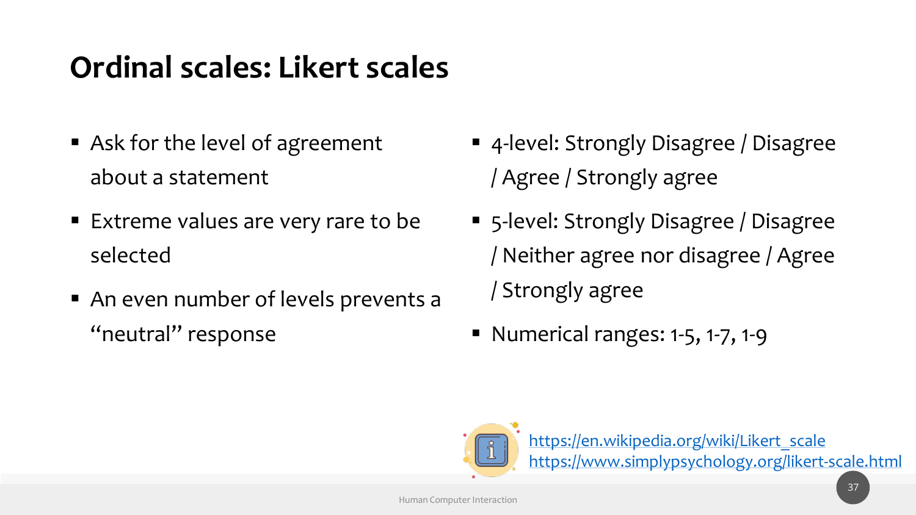# Ordinal scales: Likert scales

- Ask for the level of agreement about a statement
- Extreme values are very rare to be selected
- An even number of levels prevents a "neutral" response

- 4-level: Strongly Disagree / Disagree / Agree / Strongly agree
- 5-level: Strongly Disagree / Disagree / Neither agree nor disagree / Agree / Strongly agree
- Numerical ranges: 1-5, 1-7, 1-9

https://en.wikipedia.org/wiki/Likert_scale
https://www.simplypsychology.org/likert-scale.html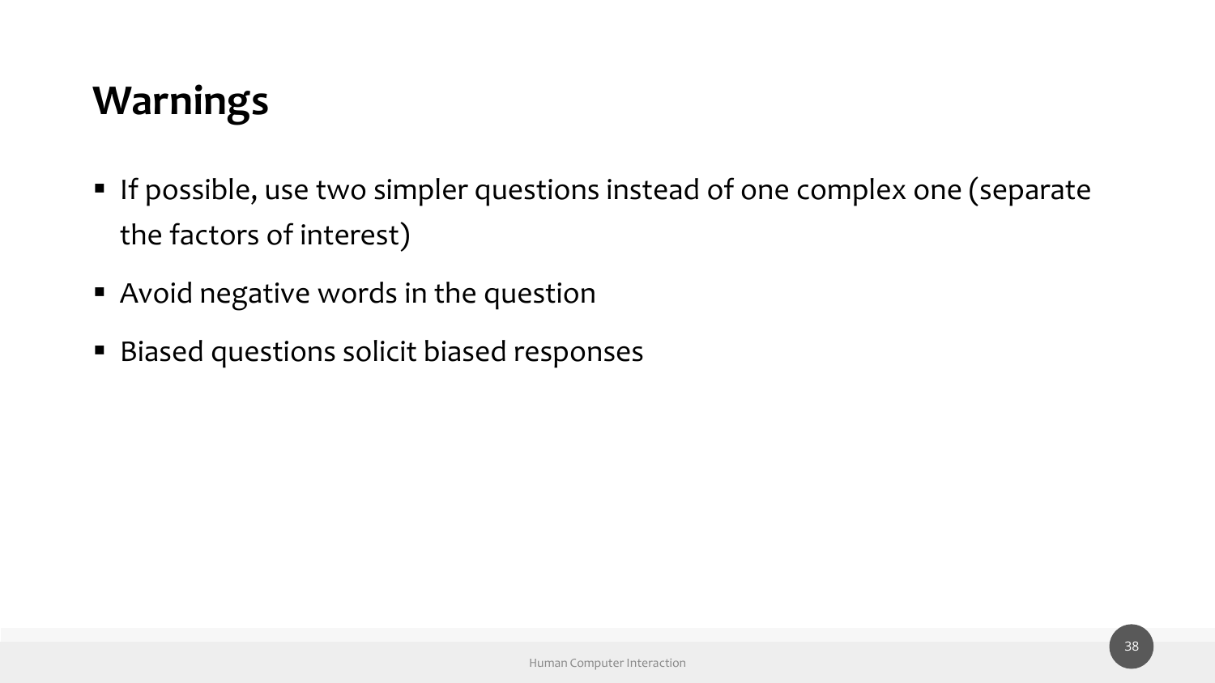# Warnings

- If possible, use two simpler questions instead of one complex one (separate the factors of interest)
- Avoid negative words in the question
- Biased questions solicit biased responses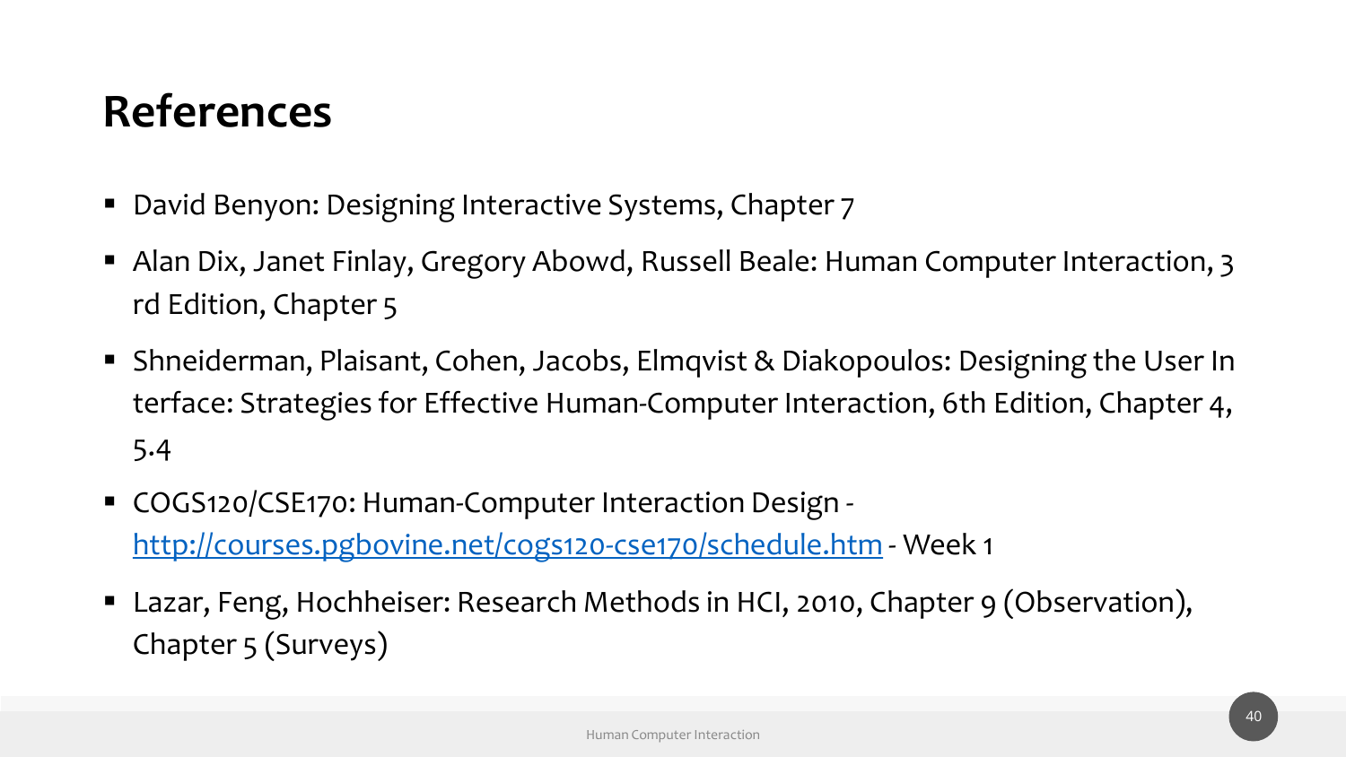# References

- David Benyon: Designing Interactive Systems, Chapter 7
- Alan Dix, Janet Finlay, Gregory Abowd, Russell Beale: Human Computer Interaction, 3 rd Edition, Chapter 5
- Shneiderman, Plaisant, Cohen, Jacobs, Elmqvist & Diakopoulos: Designing the User In terface: Strategies for Effective Human-Computer Interaction, 6th Edition, Chapter 4, 5.4
- COGS120/CSE170: Human-Computer Interaction Design - [http://courses.pgbovine.net/cogs120-cse170/schedule.htm](http://courses.pgbovine.net/cogs120-cse170/schedule.htm) - Week 1
- Lazar, Feng, Hochheiser: Research Methods in HCI, 2010, Chapter 9 (Observation), Chapter 5 (Surveys)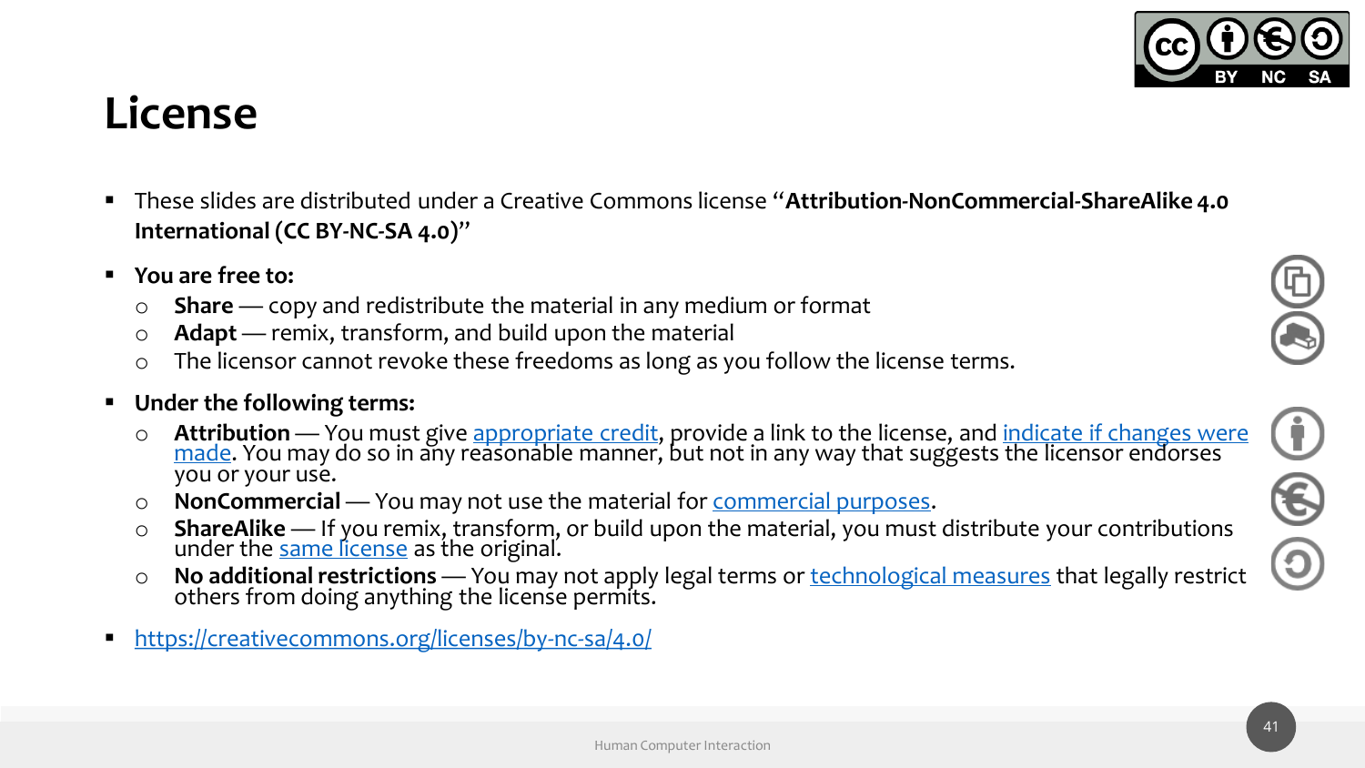# License

- These slides are distributed under a Creative Commons license "**Attribution-NonCommercial-ShareAlike 4.0 International (CC BY-NC-SA 4.0)**"
- **You are free to:**
  - **Share** — copy and redistribute the material in any medium or format
  - **Adapt** — remix, transform, and build upon the material
  - The licensor cannot revoke these freedoms as long as you follow the license terms.
- **Under the following terms:**
  - **Attribution** — You must give appropriate credit, provide a link to the license, and indicate if changes were made. You may do so in any reasonable manner, but not in any way that suggests the licensor endorses you or your use.
  - **NonCommercial** — You may not use the material for commercial purposes.
  - **ShareAlike** — If you remix, transform, or build upon the material, you must distribute your contributions under the same license as the original.
  - **No additional restrictions** — You may not apply legal terms or technological measures that legally restrict others from doing anything the license permits.
- https://creativecommons.org/licenses/by-nc-sa/4.0/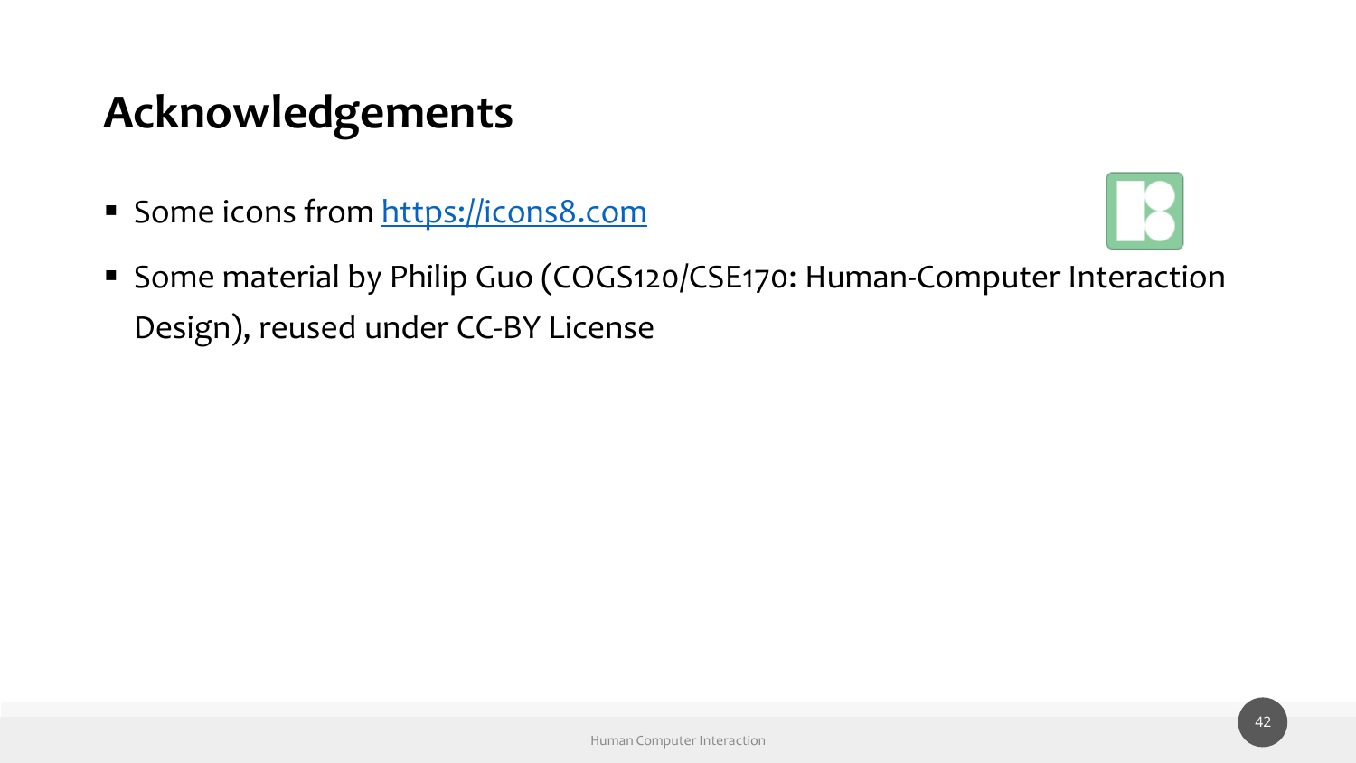# Acknowledgements

- Some icons from [https://icons8.com](https://icons8.com)
- Some material by Philip Guo (COGS120/CSE170: Human-Computer Interaction Design), reused under CC-BY License